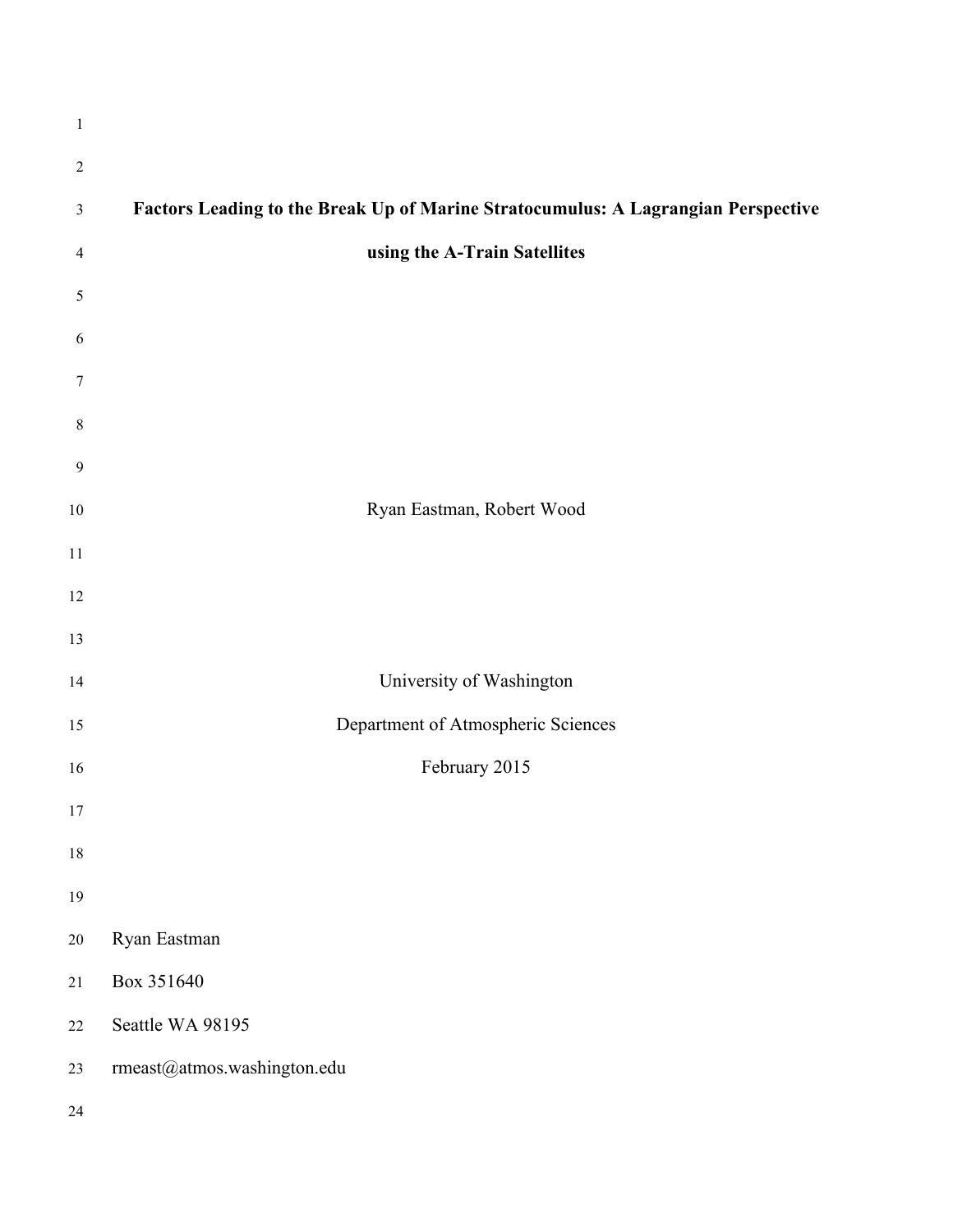# Factors Leading to the Break Up of Marine Stratocumulus: A Lagrangian Perspective using the A-Train Satellites

Ryan Eastman, Robert Wood

University of Washington

Department of Atmospheric Sciences

February 2015

Ryan Eastman

Box 351640

Seattle WA 98195

rmeast@atmos.washington.edu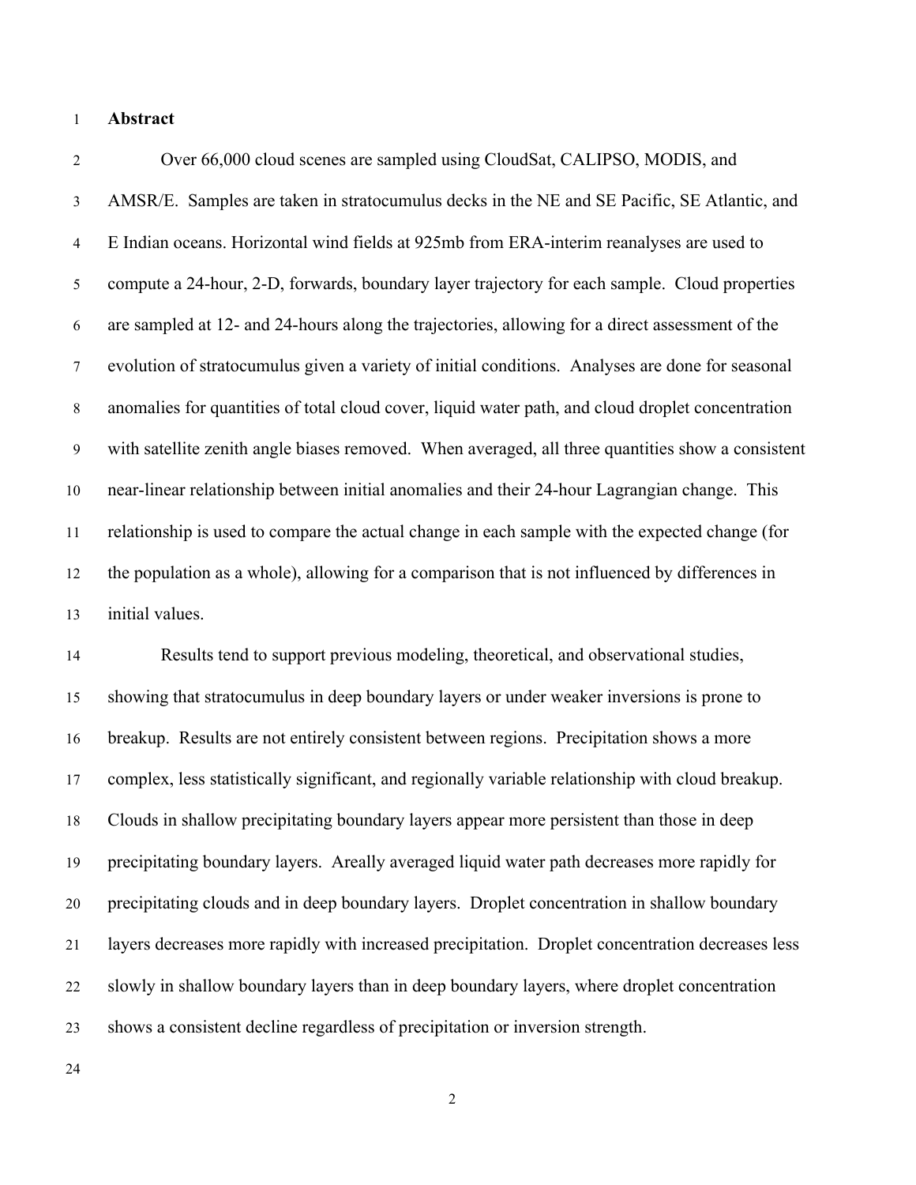## Abstract

Over 66,000 cloud scenes are sampled using CloudSat, CALIPSO, MODIS, and AMSR/E. Samples are taken in stratocumulus decks in the NE and SE Pacific, SE Atlantic, and E Indian oceans. Horizontal wind fields at 925mb from ERA-interim reanalyses are used to compute a 24-hour, 2-D, forwards, boundary layer trajectory for each sample. Cloud properties are sampled at 12- and 24-hours along the trajectories, allowing for a direct assessment of the evolution of stratocumulus given a variety of initial conditions. Analyses are done for seasonal anomalies for quantities of total cloud cover, liquid water path, and cloud droplet concentration with satellite zenith angle biases removed. When averaged, all three quantities show a consistent near-linear relationship between initial anomalies and their 24-hour Lagrangian change. This relationship is used to compare the actual change in each sample with the expected change (for the population as a whole), allowing for a comparison that is not influenced by differences in initial values.

Results tend to support previous modeling, theoretical, and observational studies, showing that stratocumulus in deep boundary layers or under weaker inversions is prone to breakup. Results are not entirely consistent between regions. Precipitation shows a more complex, less statistically significant, and regionally variable relationship with cloud breakup. Clouds in shallow precipitating boundary layers appear more persistent than those in deep precipitating boundary layers. Areally averaged liquid water path decreases more rapidly for precipitating clouds and in deep boundary layers. Droplet concentration in shallow boundary layers decreases more rapidly with increased precipitation. Droplet concentration decreases less slowly in shallow boundary layers than in deep boundary layers, where droplet concentration shows a consistent decline regardless of precipitation or inversion strength.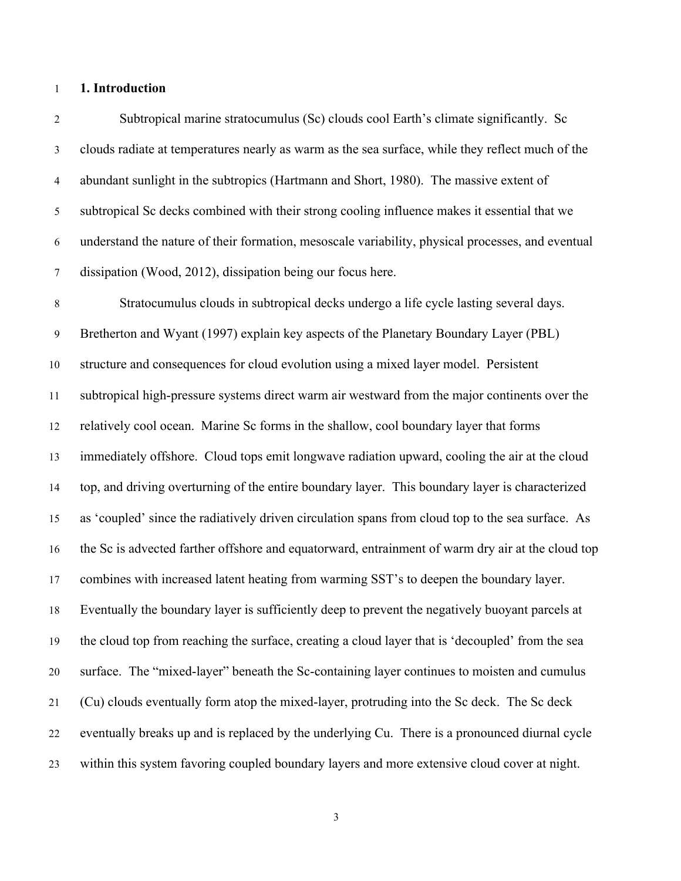## 1. Introduction

Subtropical marine stratocumulus (Sc) clouds cool Earth's climate significantly. Sc clouds radiate at temperatures nearly as warm as the sea surface, while they reflect much of the abundant sunlight in the subtropics (Hartmann and Short, 1980). The massive extent of subtropical Sc decks combined with their strong cooling influence makes it essential that we understand the nature of their formation, mesoscale variability, physical processes, and eventual dissipation (Wood, 2012), dissipation being our focus here.

Stratocumulus clouds in subtropical decks undergo a life cycle lasting several days. Bretherton and Wyant (1997) explain key aspects of the Planetary Boundary Layer (PBL) structure and consequences for cloud evolution using a mixed layer model. Persistent subtropical high-pressure systems direct warm air westward from the major continents over the relatively cool ocean. Marine Sc forms in the shallow, cool boundary layer that forms immediately offshore. Cloud tops emit longwave radiation upward, cooling the air at the cloud top, and driving overturning of the entire boundary layer. This boundary layer is characterized as 'coupled' since the radiatively driven circulation spans from cloud top to the sea surface. As the Sc is advected farther offshore and equatorward, entrainment of warm dry air at the cloud top combines with increased latent heating from warming SST's to deepen the boundary layer. Eventually the boundary layer is sufficiently deep to prevent the negatively buoyant parcels at the cloud top from reaching the surface, creating a cloud layer that is 'decoupled' from the sea surface. The "mixed-layer" beneath the Sc-containing layer continues to moisten and cumulus (Cu) clouds eventually form atop the mixed-layer, protruding into the Sc deck. The Sc deck eventually breaks up and is replaced by the underlying Cu. There is a pronounced diurnal cycle within this system favoring coupled boundary layers and more extensive cloud cover at night.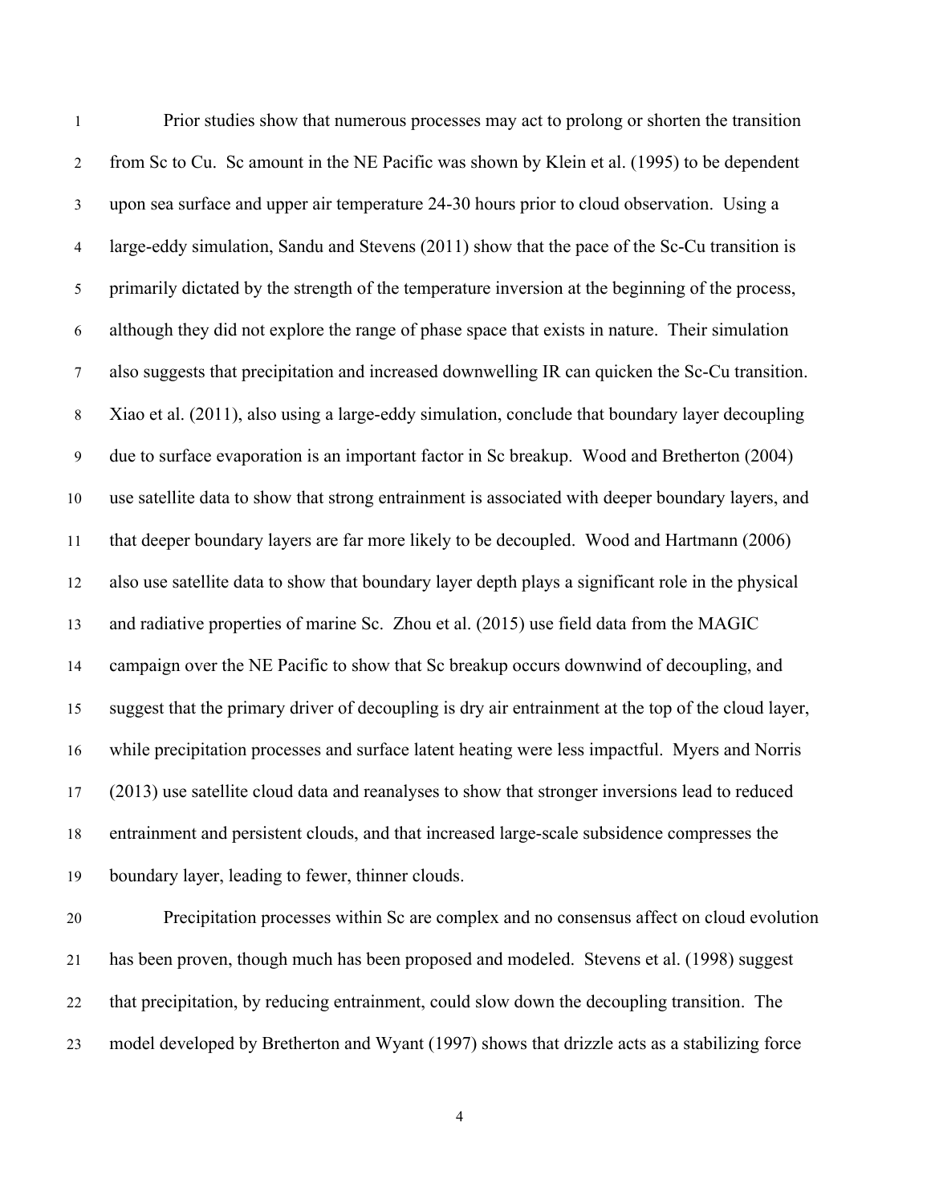Prior studies show that numerous processes may act to prolong or shorten the transition from Sc to Cu. Sc amount in the NE Pacific was shown by Klein et al. (1995) to be dependent upon sea surface and upper air temperature 24-30 hours prior to cloud observation. Using a large-eddy simulation, Sandu and Stevens (2011) show that the pace of the Sc-Cu transition is primarily dictated by the strength of the temperature inversion at the beginning of the process, although they did not explore the range of phase space that exists in nature. Their simulation also suggests that precipitation and increased downwelling IR can quicken the Sc-Cu transition. Xiao et al. (2011), also using a large-eddy simulation, conclude that boundary layer decoupling due to surface evaporation is an important factor in Sc breakup. Wood and Bretherton (2004) use satellite data to show that strong entrainment is associated with deeper boundary layers, and that deeper boundary layers are far more likely to be decoupled. Wood and Hartmann (2006) also use satellite data to show that boundary layer depth plays a significant role in the physical and radiative properties of marine Sc. Zhou et al. (2015) use field data from the MAGIC campaign over the NE Pacific to show that Sc breakup occurs downwind of decoupling, and suggest that the primary driver of decoupling is dry air entrainment at the top of the cloud layer, while precipitation processes and surface latent heating were less impactful. Myers and Norris (2013) use satellite cloud data and reanalyses to show that stronger inversions lead to reduced entrainment and persistent clouds, and that increased large-scale subsidence compresses the boundary layer, leading to fewer, thinner clouds.

Precipitation processes within Sc are complex and no consensus affect on cloud evolution has been proven, though much has been proposed and modeled. Stevens et al. (1998) suggest that precipitation, by reducing entrainment, could slow down the decoupling transition. The model developed by Bretherton and Wyant (1997) shows that drizzle acts as a stabilizing force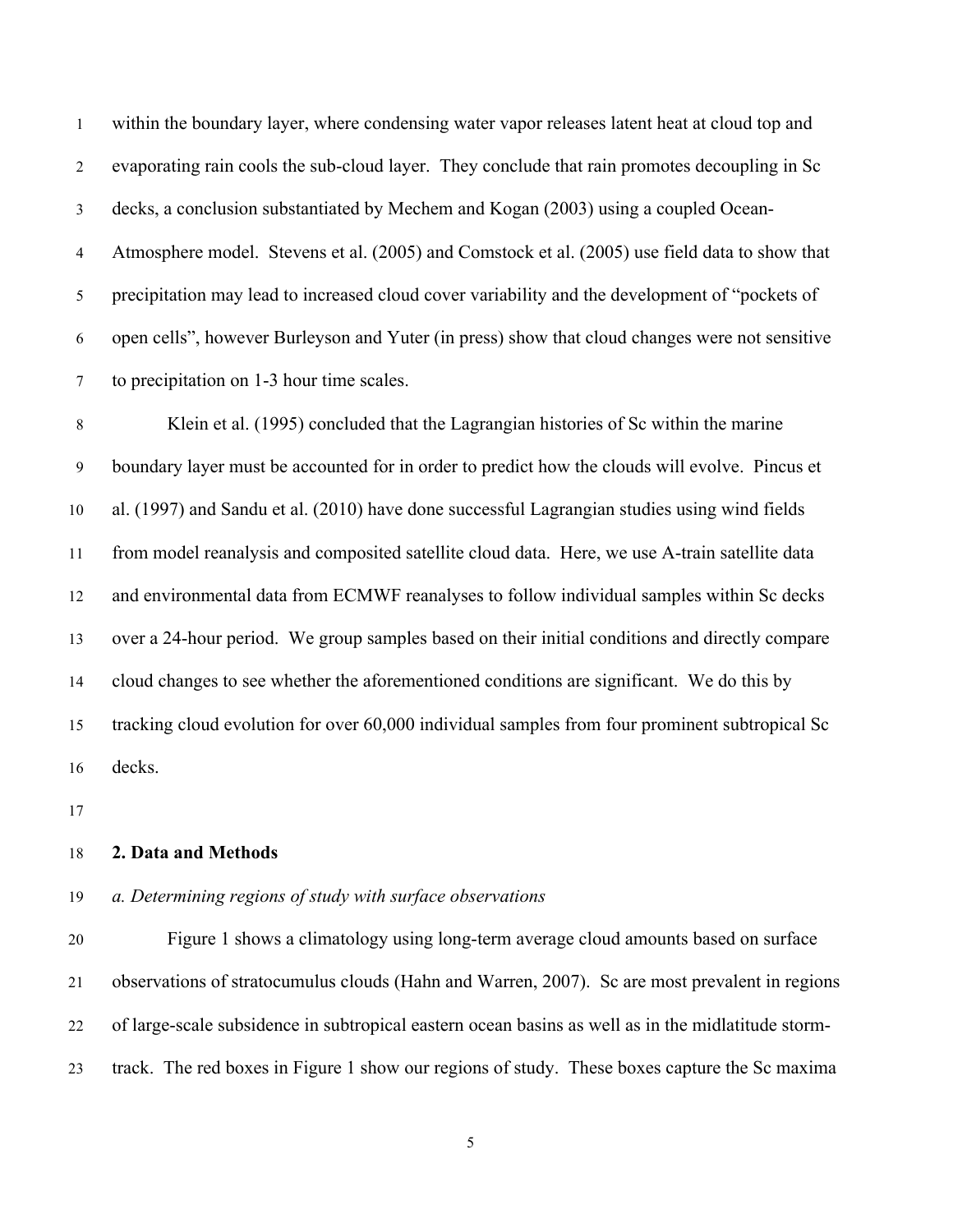within the boundary layer, where condensing water vapor releases latent heat at cloud top and evaporating rain cools the sub-cloud layer. They conclude that rain promotes decoupling in Sc decks, a conclusion substantiated by Mechem and Kogan (2003) using a coupled Ocean-Atmosphere model. Stevens et al. (2005) and Comstock et al. (2005) use field data to show that precipitation may lead to increased cloud cover variability and the development of "pockets of open cells", however Burleyson and Yuter (in press) show that cloud changes were not sensitive to precipitation on 1-3 hour time scales.

Klein et al. (1995) concluded that the Lagrangian histories of Sc within the marine boundary layer must be accounted for in order to predict how the clouds will evolve. Pincus et al. (1997) and Sandu et al. (2010) have done successful Lagrangian studies using wind fields from model reanalysis and composited satellite cloud data. Here, we use A-train satellite data and environmental data from ECMWF reanalyses to follow individual samples within Sc decks over a 24-hour period. We group samples based on their initial conditions and directly compare cloud changes to see whether the aforementioned conditions are significant. We do this by tracking cloud evolution for over 60,000 individual samples from four prominent subtropical Sc decks.

## 2. Data and Methods

### *a. Determining regions of study with surface observations*

Figure 1 shows a climatology using long-term average cloud amounts based on surface observations of stratocumulus clouds (Hahn and Warren, 2007). Sc are most prevalent in regions of large-scale subsidence in subtropical eastern ocean basins as well as in the midlatitude storm-track. The red boxes in Figure 1 show our regions of study. These boxes capture the Sc maxima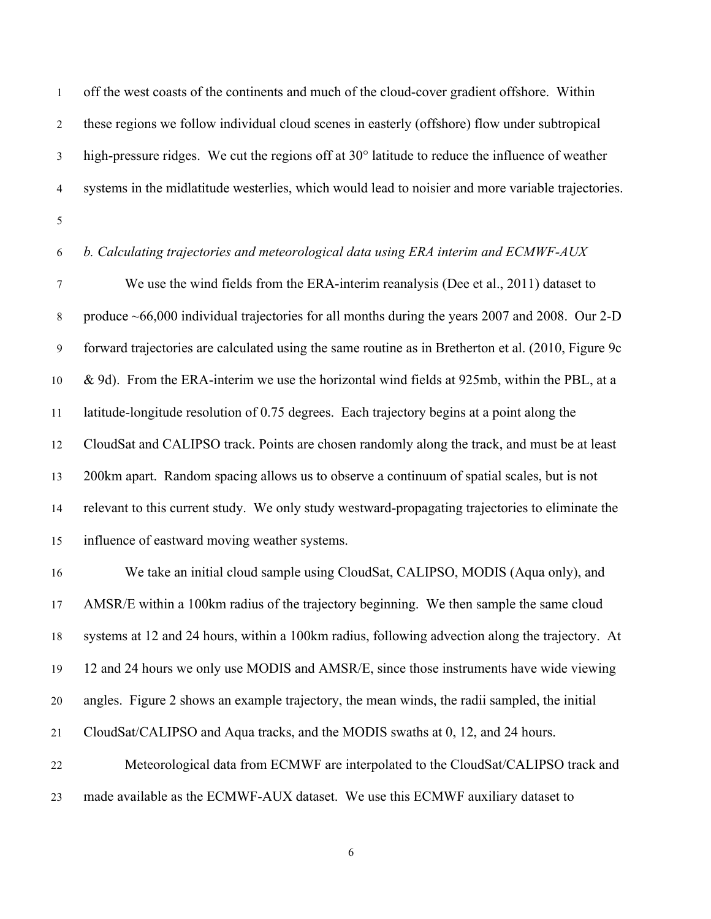off the west coasts of the continents and much of the cloud-cover gradient offshore. Within these regions we follow individual cloud scenes in easterly (offshore) flow under subtropical high-pressure ridges. We cut the regions off at 30° latitude to reduce the influence of weather systems in the midlatitude westerlies, which would lead to noisier and more variable trajectories.

*b. Calculating trajectories and meteorological data using ERA interim and ECMWF-AUX*

We use the wind fields from the ERA-interim reanalysis (Dee et al., 2011) dataset to produce ~66,000 individual trajectories for all months during the years 2007 and 2008. Our 2-D forward trajectories are calculated using the same routine as in Bretherton et al. (2010, Figure 9c & 9d). From the ERA-interim we use the horizontal wind fields at 925mb, within the PBL, at a latitude-longitude resolution of 0.75 degrees. Each trajectory begins at a point along the CloudSat and CALIPSO track. Points are chosen randomly along the track, and must be at least 200km apart. Random spacing allows us to observe a continuum of spatial scales, but is not relevant to this current study. We only study westward-propagating trajectories to eliminate the influence of eastward moving weather systems.

We take an initial cloud sample using CloudSat, CALIPSO, MODIS (Aqua only), and AMSR/E within a 100km radius of the trajectory beginning. We then sample the same cloud systems at 12 and 24 hours, within a 100km radius, following advection along the trajectory. At 12 and 24 hours we only use MODIS and AMSR/E, since those instruments have wide viewing angles. Figure 2 shows an example trajectory, the mean winds, the radii sampled, the initial CloudSat/CALIPSO and Aqua tracks, and the MODIS swaths at 0, 12, and 24 hours.

Meteorological data from ECMWF are interpolated to the CloudSat/CALIPSO track and made available as the ECMWF-AUX dataset. We use this ECMWF auxiliary dataset to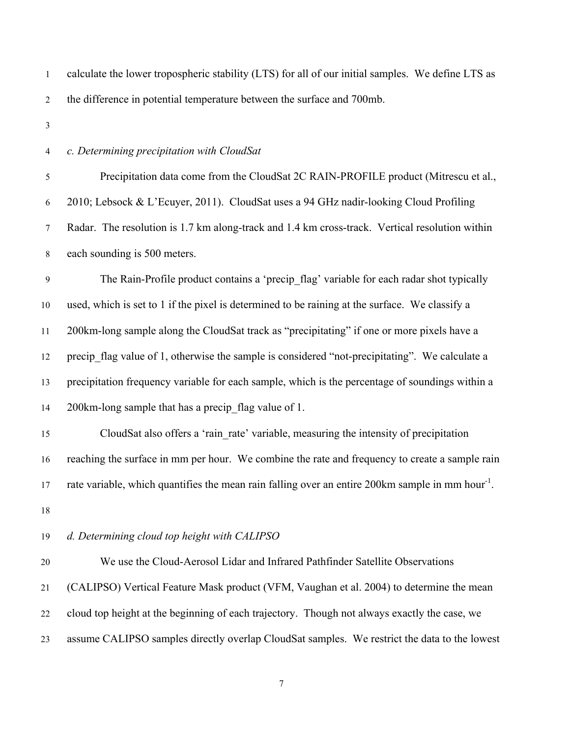calculate the lower tropospheric stability (LTS) for all of our initial samples. We define LTS as the difference in potential temperature between the surface and 700mb.

### *c. Determining precipitation with CloudSat*

Precipitation data come from the CloudSat 2C RAIN-PROFILE product (Mitrescu et al., 2010; Lebsock & L'Ecuyer, 2011). CloudSat uses a 94 GHz nadir-looking Cloud Profiling Radar. The resolution is 1.7 km along-track and 1.4 km cross-track. Vertical resolution within each sounding is 500 meters.

The Rain-Profile product contains a 'precip_flag' variable for each radar shot typically used, which is set to 1 if the pixel is determined to be raining at the surface. We classify a 200km-long sample along the CloudSat track as "precipitating" if one or more pixels have a precip_flag value of 1, otherwise the sample is considered "not-precipitating". We calculate a precipitation frequency variable for each sample, which is the percentage of soundings within a 200km-long sample that has a precip_flag value of 1.

CloudSat also offers a 'rain_rate' variable, measuring the intensity of precipitation reaching the surface in mm per hour. We combine the rate and frequency to create a sample rain rate variable, which quantifies the mean rain falling over an entire 200km sample in mm hour$^{-1}$.

### *d. Determining cloud top height with CALIPSO*

We use the Cloud-Aerosol Lidar and Infrared Pathfinder Satellite Observations (CALIPSO) Vertical Feature Mask product (VFM, Vaughan et al. 2004) to determine the mean cloud top height at the beginning of each trajectory. Though not always exactly the case, we assume CALIPSO samples directly overlap CloudSat samples. We restrict the data to the lowest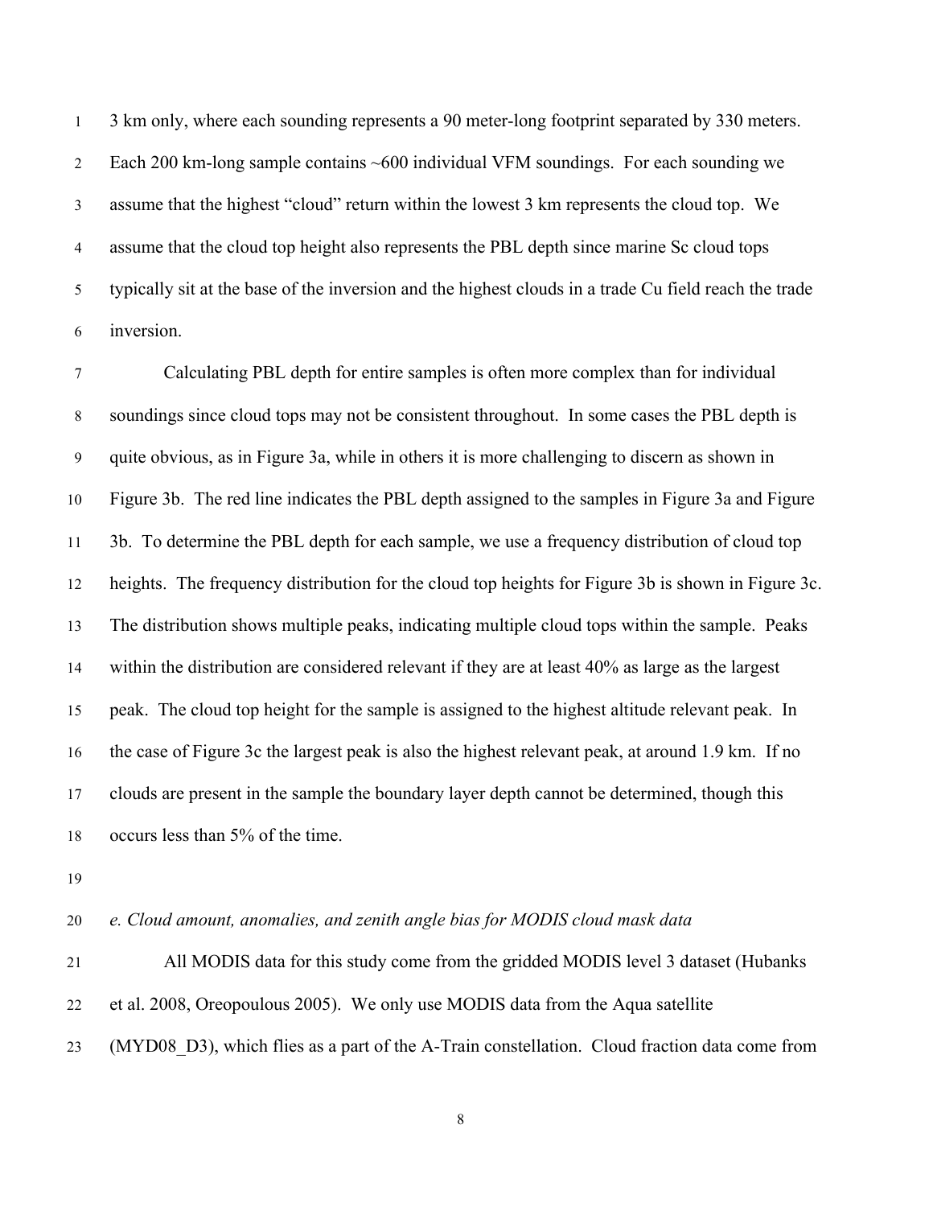3 km only, where each sounding represents a 90 meter-long footprint separated by 330 meters. Each 200 km-long sample contains ~600 individual VFM soundings. For each sounding we assume that the highest "cloud" return within the lowest 3 km represents the cloud top. We assume that the cloud top height also represents the PBL depth since marine Sc cloud tops typically sit at the base of the inversion and the highest clouds in a trade Cu field reach the trade inversion.

Calculating PBL depth for entire samples is often more complex than for individual soundings since cloud tops may not be consistent throughout. In some cases the PBL depth is quite obvious, as in Figure 3a, while in others it is more challenging to discern as shown in Figure 3b. The red line indicates the PBL depth assigned to the samples in Figure 3a and Figure 3b. To determine the PBL depth for each sample, we use a frequency distribution of cloud top heights. The frequency distribution for the cloud top heights for Figure 3b is shown in Figure 3c. The distribution shows multiple peaks, indicating multiple cloud tops within the sample. Peaks within the distribution are considered relevant if they are at least 40% as large as the largest peak. The cloud top height for the sample is assigned to the highest altitude relevant peak. In the case of Figure 3c the largest peak is also the highest relevant peak, at around 1.9 km. If no clouds are present in the sample the boundary layer depth cannot be determined, though this occurs less than 5% of the time.

*e. Cloud amount, anomalies, and zenith angle bias for MODIS cloud mask data*

All MODIS data for this study come from the gridded MODIS level 3 dataset (Hubanks et al. 2008, Oreopoulous 2005). We only use MODIS data from the Aqua satellite (MYD08_D3), which flies as a part of the A-Train constellation. Cloud fraction data come from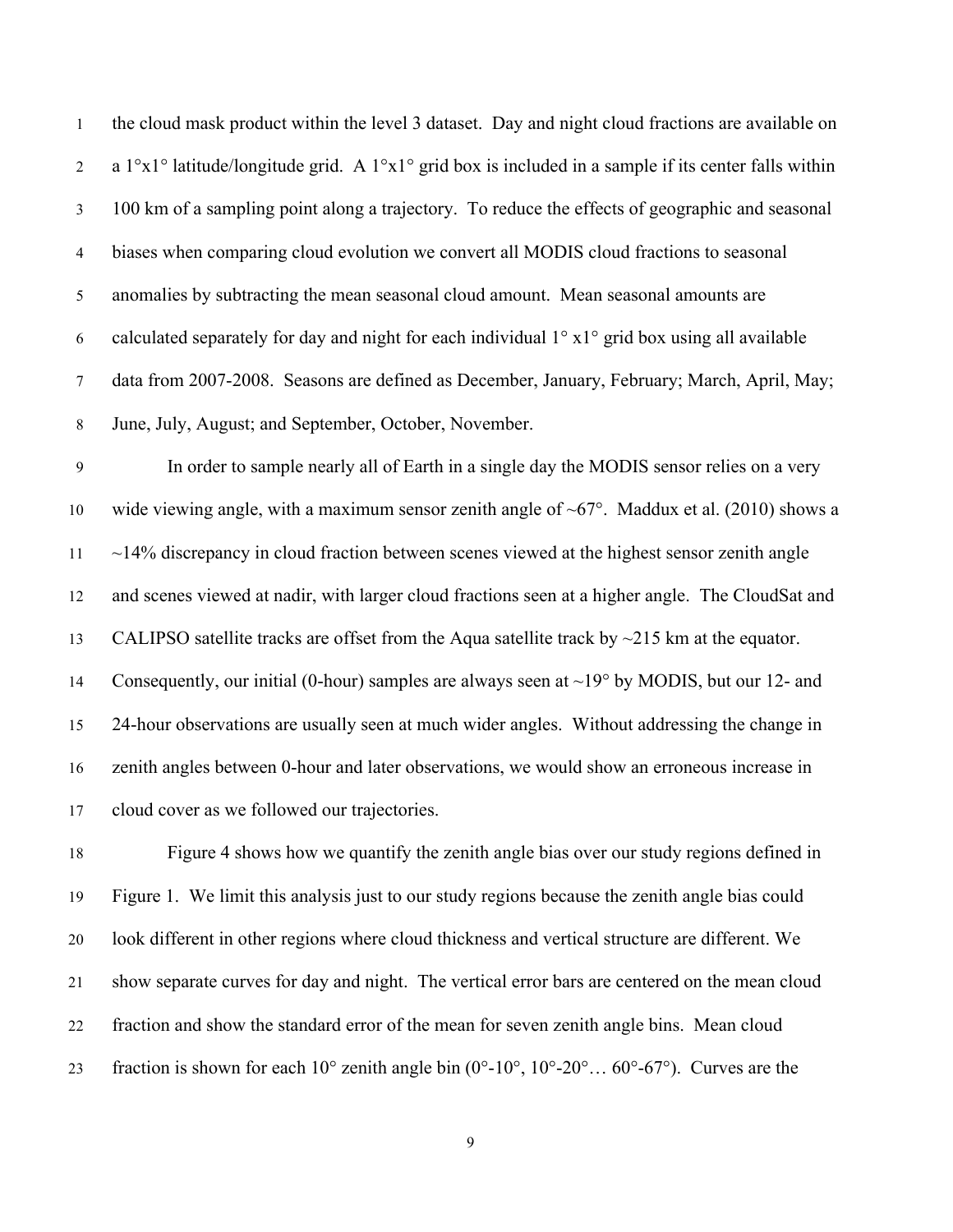the cloud mask product within the level 3 dataset. Day and night cloud fractions are available on a 1°x1° latitude/longitude grid. A 1°x1° grid box is included in a sample if its center falls within 100 km of a sampling point along a trajectory. To reduce the effects of geographic and seasonal biases when comparing cloud evolution we convert all MODIS cloud fractions to seasonal anomalies by subtracting the mean seasonal cloud amount. Mean seasonal amounts are calculated separately for day and night for each individual 1° x1° grid box using all available data from 2007-2008. Seasons are defined as December, January, February; March, April, May; June, July, August; and September, October, November.

In order to sample nearly all of Earth in a single day the MODIS sensor relies on a very wide viewing angle, with a maximum sensor zenith angle of ~67°. Maddux et al. (2010) shows a ~14% discrepancy in cloud fraction between scenes viewed at the highest sensor zenith angle and scenes viewed at nadir, with larger cloud fractions seen at a higher angle. The CloudSat and CALIPSO satellite tracks are offset from the Aqua satellite track by ~215 km at the equator. Consequently, our initial (0-hour) samples are always seen at ~19° by MODIS, but our 12- and 24-hour observations are usually seen at much wider angles. Without addressing the change in zenith angles between 0-hour and later observations, we would show an erroneous increase in cloud cover as we followed our trajectories.

Figure 4 shows how we quantify the zenith angle bias over our study regions defined in Figure 1. We limit this analysis just to our study regions because the zenith angle bias could look different in other regions where cloud thickness and vertical structure are different. We show separate curves for day and night. The vertical error bars are centered on the mean cloud fraction and show the standard error of the mean for seven zenith angle bins. Mean cloud fraction is shown for each 10° zenith angle bin (0°-10°, 10°-20°… 60°-67°). Curves are the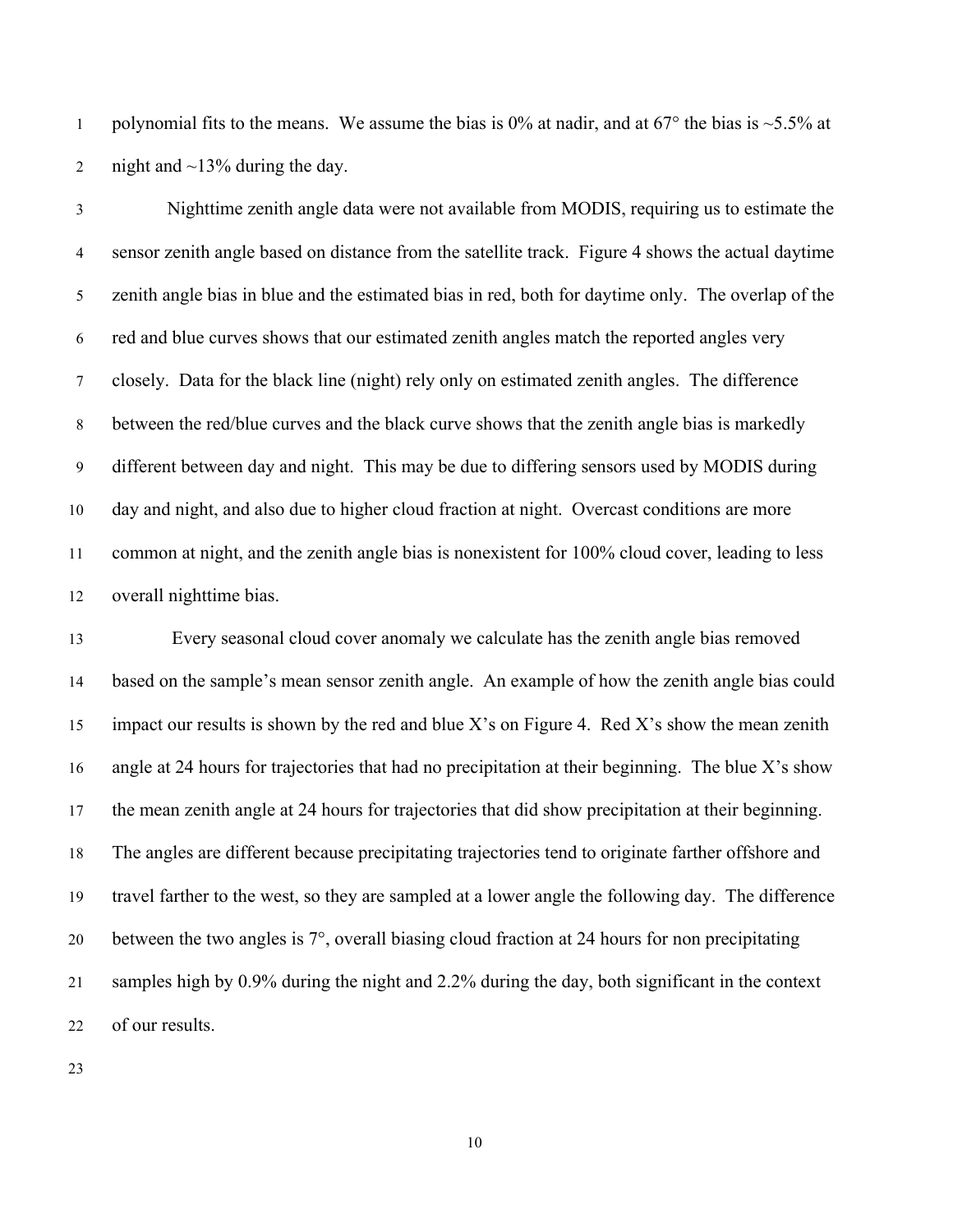polynomial fits to the means. We assume the bias is 0% at nadir, and at 67° the bias is ~5.5% at night and ~13% during the day.

Nighttime zenith angle data were not available from MODIS, requiring us to estimate the sensor zenith angle based on distance from the satellite track. Figure 4 shows the actual daytime zenith angle bias in blue and the estimated bias in red, both for daytime only. The overlap of the red and blue curves shows that our estimated zenith angles match the reported angles very closely. Data for the black line (night) rely only on estimated zenith angles. The difference between the red/blue curves and the black curve shows that the zenith angle bias is markedly different between day and night. This may be due to differing sensors used by MODIS during day and night, and also due to higher cloud fraction at night. Overcast conditions are more common at night, and the zenith angle bias is nonexistent for 100% cloud cover, leading to less overall nighttime bias.

Every seasonal cloud cover anomaly we calculate has the zenith angle bias removed based on the sample's mean sensor zenith angle. An example of how the zenith angle bias could impact our results is shown by the red and blue X's on Figure 4. Red X's show the mean zenith angle at 24 hours for trajectories that had no precipitation at their beginning. The blue X's show the mean zenith angle at 24 hours for trajectories that did show precipitation at their beginning. The angles are different because precipitating trajectories tend to originate farther offshore and travel farther to the west, so they are sampled at a lower angle the following day. The difference between the two angles is 7°, overall biasing cloud fraction at 24 hours for non precipitating samples high by 0.9% during the night and 2.2% during the day, both significant in the context of our results.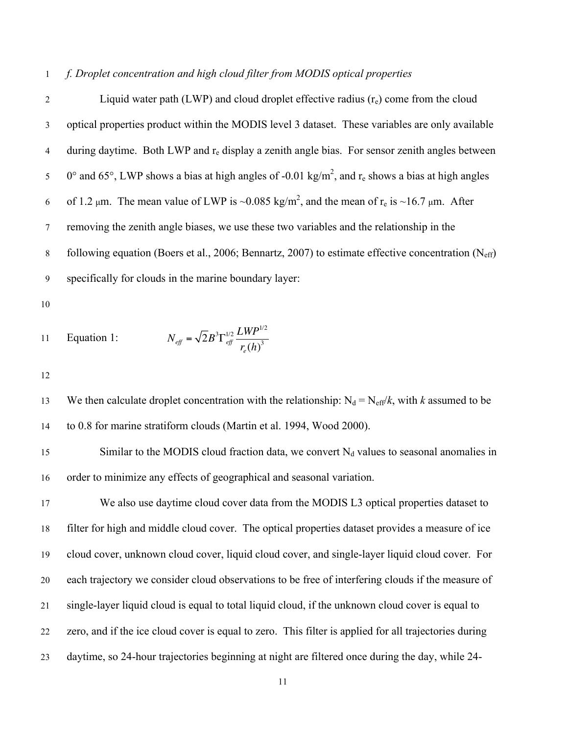*f. Droplet concentration and high cloud filter from MODIS optical properties*

Liquid water path (LWP) and cloud droplet effective radius ($r_e$) come from the cloud optical properties product within the MODIS level 3 dataset. These variables are only available during daytime. Both LWP and $r_e$ display a zenith angle bias. For sensor zenith angles between 0° and 65°, LWP shows a bias at high angles of -0.01 kg/m$^2$, and $r_e$ shows a bias at high angles of 1.2 μm. The mean value of LWP is ~0.085 kg/m$^2$, and the mean of $r_e$ is ~16.7 μm. After removing the zenith angle biases, we use these two variables and the relationship in the following equation (Boers et al., 2006; Bennartz, 2007) to estimate effective concentration ($N_{eff}$) specifically for clouds in the marine boundary layer:

Equation 1:
$$N_{eff} = \sqrt{2} B^3 \Gamma_{eff}^{1/2} \frac{LWP^{1/2}}{r_e(h)^3}$$

We then calculate droplet concentration with the relationship: $N_d = N_{eff}/k$, with $k$ assumed to be to 0.8 for marine stratiform clouds (Martin et al. 1994, Wood 2000).

Similar to the MODIS cloud fraction data, we convert $N_d$ values to seasonal anomalies in order to minimize any effects of geographical and seasonal variation.

We also use daytime cloud cover data from the MODIS L3 optical properties dataset to filter for high and middle cloud cover. The optical properties dataset provides a measure of ice cloud cover, unknown cloud cover, liquid cloud cover, and single-layer liquid cloud cover. For each trajectory we consider cloud observations to be free of interfering clouds if the measure of single-layer liquid cloud is equal to total liquid cloud, if the unknown cloud cover is equal to zero, and if the ice cloud cover is equal to zero. This filter is applied for all trajectories during daytime, so 24-hour trajectories beginning at night are filtered once during the day, while 24-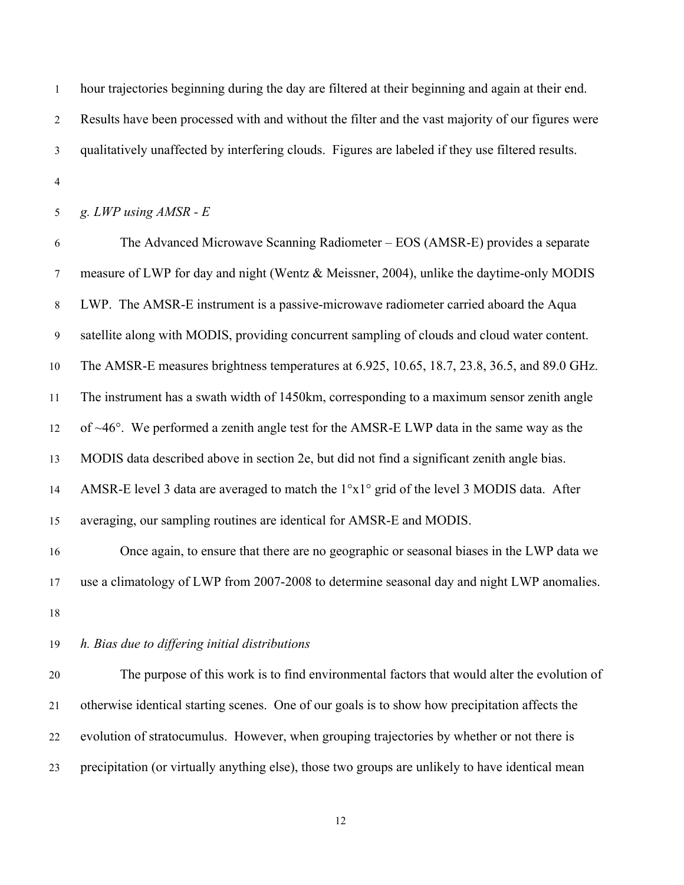hour trajectories beginning during the day are filtered at their beginning and again at their end. Results have been processed with and without the filter and the vast majority of our figures were qualitatively unaffected by interfering clouds. Figures are labeled if they use filtered results.

### *g. LWP using AMSR - E*

The Advanced Microwave Scanning Radiometer – EOS (AMSR-E) provides a separate measure of LWP for day and night (Wentz & Meissner, 2004), unlike the daytime-only MODIS LWP. The AMSR-E instrument is a passive-microwave radiometer carried aboard the Aqua satellite along with MODIS, providing concurrent sampling of clouds and cloud water content. The AMSR-E measures brightness temperatures at 6.925, 10.65, 18.7, 23.8, 36.5, and 89.0 GHz. The instrument has a swath width of 1450km, corresponding to a maximum sensor zenith angle of ~46°. We performed a zenith angle test for the AMSR-E LWP data in the same way as the MODIS data described above in section 2e, but did not find a significant zenith angle bias. AMSR-E level 3 data are averaged to match the 1°x1° grid of the level 3 MODIS data. After averaging, our sampling routines are identical for AMSR-E and MODIS.

Once again, to ensure that there are no geographic or seasonal biases in the LWP data we use a climatology of LWP from 2007-2008 to determine seasonal day and night LWP anomalies.

### *h. Bias due to differing initial distributions*

The purpose of this work is to find environmental factors that would alter the evolution of otherwise identical starting scenes. One of our goals is to show how precipitation affects the evolution of stratocumulus. However, when grouping trajectories by whether or not there is precipitation (or virtually anything else), those two groups are unlikely to have identical mean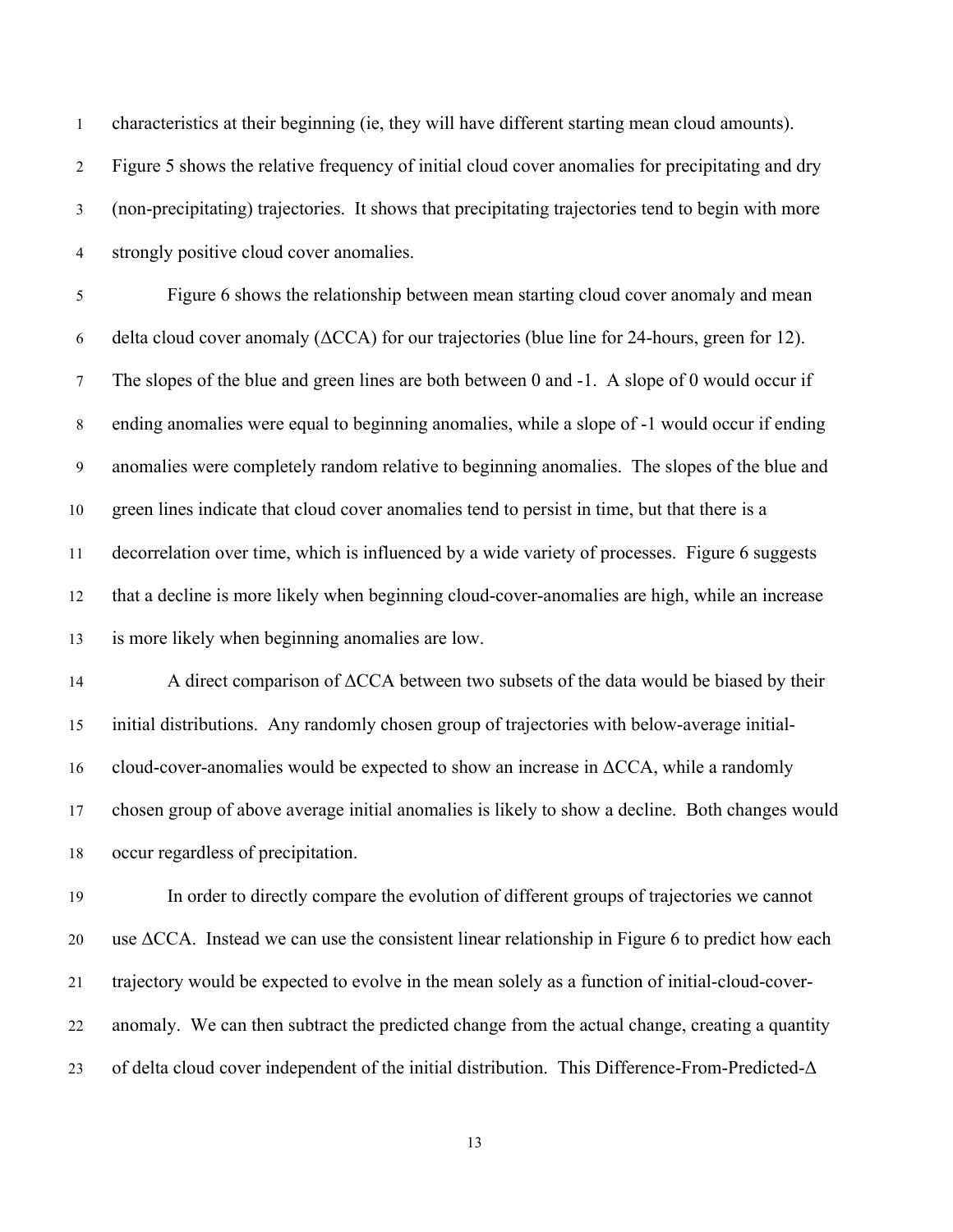characteristics at their beginning (ie, they will have different starting mean cloud amounts). Figure 5 shows the relative frequency of initial cloud cover anomalies for precipitating and dry (non-precipitating) trajectories. It shows that precipitating trajectories tend to begin with more strongly positive cloud cover anomalies.

Figure 6 shows the relationship between mean starting cloud cover anomaly and mean delta cloud cover anomaly ($\Delta$CCA) for our trajectories (blue line for 24-hours, green for 12). The slopes of the blue and green lines are both between 0 and -1. A slope of 0 would occur if ending anomalies were equal to beginning anomalies, while a slope of -1 would occur if ending anomalies were completely random relative to beginning anomalies. The slopes of the blue and green lines indicate that cloud cover anomalies tend to persist in time, but that there is a decorrelation over time, which is influenced by a wide variety of processes. Figure 6 suggests that a decline is more likely when beginning cloud-cover-anomalies are high, while an increase is more likely when beginning anomalies are low.

A direct comparison of $\Delta$CCA between two subsets of the data would be biased by their initial distributions. Any randomly chosen group of trajectories with below-average initial-cloud-cover-anomalies would be expected to show an increase in $\Delta$CCA, while a randomly chosen group of above average initial anomalies is likely to show a decline. Both changes would occur regardless of precipitation.

In order to directly compare the evolution of different groups of trajectories we cannot use $\Delta$CCA. Instead we can use the consistent linear relationship in Figure 6 to predict how each trajectory would be expected to evolve in the mean solely as a function of initial-cloud-cover-anomaly. We can then subtract the predicted change from the actual change, creating a quantity of delta cloud cover independent of the initial distribution. This Difference-From-Predicted-$\Delta$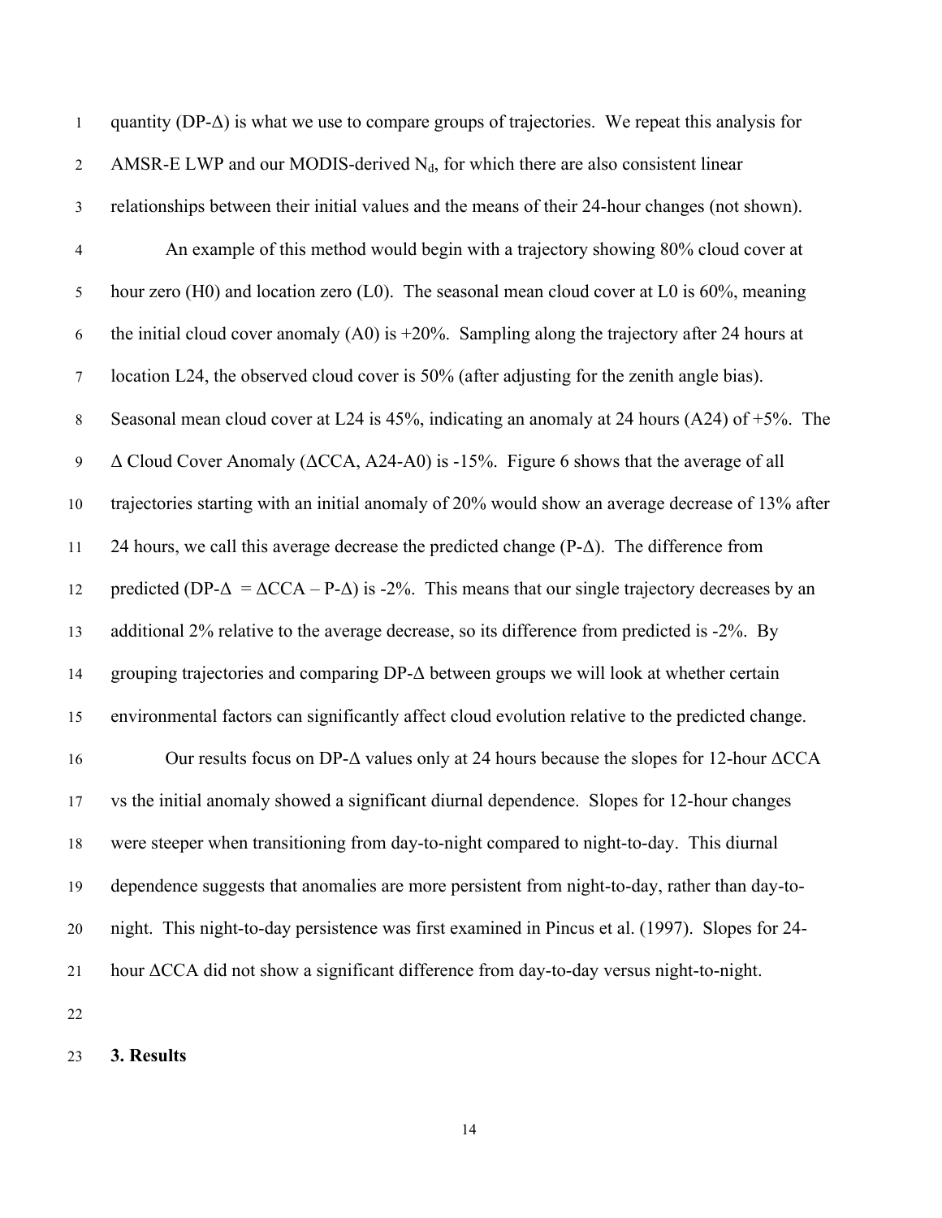quantity (DP-Δ) is what we use to compare groups of trajectories. We repeat this analysis for AMSR-E LWP and our MODIS-derived $N_d$, for which there are also consistent linear relationships between their initial values and the means of their 24-hour changes (not shown).

An example of this method would begin with a trajectory showing 80% cloud cover at hour zero (H0) and location zero (L0). The seasonal mean cloud cover at L0 is 60%, meaning the initial cloud cover anomaly (A0) is +20%. Sampling along the trajectory after 24 hours at location L24, the observed cloud cover is 50% (after adjusting for the zenith angle bias). Seasonal mean cloud cover at L24 is 45%, indicating an anomaly at 24 hours (A24) of +5%. The Δ Cloud Cover Anomaly (ΔCCA, A24-A0) is -15%. Figure 6 shows that the average of all trajectories starting with an initial anomaly of 20% would show an average decrease of 13% after 24 hours, we call this average decrease the predicted change (P-Δ). The difference from predicted (DP-Δ = ΔCCA – P-Δ) is -2%. This means that our single trajectory decreases by an additional 2% relative to the average decrease, so its difference from predicted is -2%. By grouping trajectories and comparing DP-Δ between groups we will look at whether certain environmental factors can significantly affect cloud evolution relative to the predicted change.

Our results focus on DP-Δ values only at 24 hours because the slopes for 12-hour ΔCCA vs the initial anomaly showed a significant diurnal dependence. Slopes for 12-hour changes were steeper when transitioning from day-to-night compared to night-to-day. This diurnal dependence suggests that anomalies are more persistent from night-to-day, rather than day-to-night. This night-to-day persistence was first examined in Pincus et al. (1997). Slopes for 24-hour ΔCCA did not show a significant difference from day-to-day versus night-to-night.

## 3. Results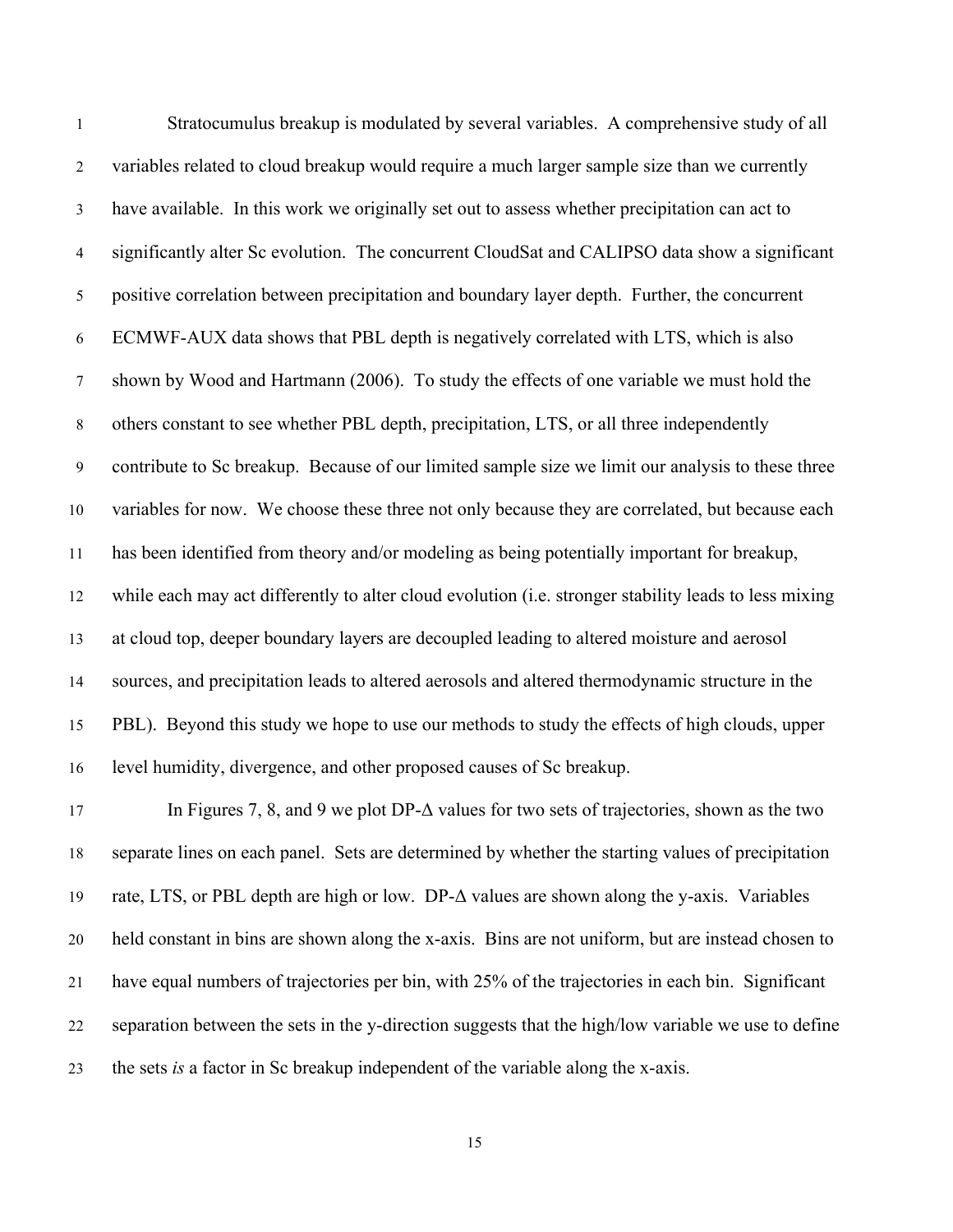Stratocumulus breakup is modulated by several variables. A comprehensive study of all variables related to cloud breakup would require a much larger sample size than we currently have available. In this work we originally set out to assess whether precipitation can act to significantly alter Sc evolution. The concurrent CloudSat and CALIPSO data show a significant positive correlation between precipitation and boundary layer depth. Further, the concurrent ECMWF-AUX data shows that PBL depth is negatively correlated with LTS, which is also shown by Wood and Hartmann (2006). To study the effects of one variable we must hold the others constant to see whether PBL depth, precipitation, LTS, or all three independently contribute to Sc breakup. Because of our limited sample size we limit our analysis to these three variables for now. We choose these three not only because they are correlated, but because each has been identified from theory and/or modeling as being potentially important for breakup, while each may act differently to alter cloud evolution (i.e. stronger stability leads to less mixing at cloud top, deeper boundary layers are decoupled leading to altered moisture and aerosol sources, and precipitation leads to altered aerosols and altered thermodynamic structure in the PBL). Beyond this study we hope to use our methods to study the effects of high clouds, upper level humidity, divergence, and other proposed causes of Sc breakup.

In Figures 7, 8, and 9 we plot DP-$\Delta$ values for two sets of trajectories, shown as the two separate lines on each panel. Sets are determined by whether the starting values of precipitation rate, LTS, or PBL depth are high or low. DP-$\Delta$ values are shown along the y-axis. Variables held constant in bins are shown along the x-axis. Bins are not uniform, but are instead chosen to have equal numbers of trajectories per bin, with 25% of the trajectories in each bin. Significant separation between the sets in the y-direction suggests that the high/low variable we use to define the sets *is* a factor in Sc breakup independent of the variable along the x-axis.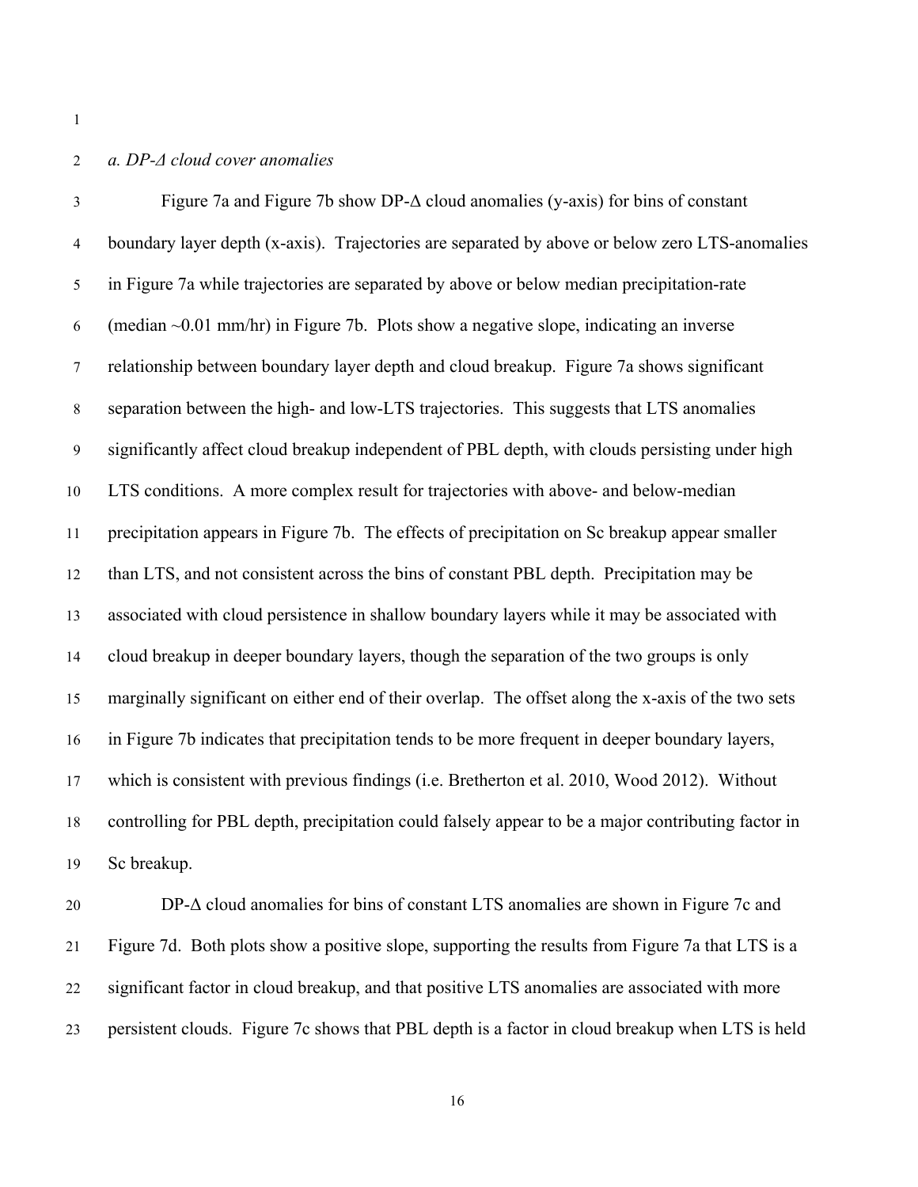### *a. DP-Δ cloud cover anomalies*

Figure 7a and Figure 7b show DP-Δ cloud anomalies (y-axis) for bins of constant boundary layer depth (x-axis). Trajectories are separated by above or below zero LTS-anomalies in Figure 7a while trajectories are separated by above or below median precipitation-rate (median ~0.01 mm/hr) in Figure 7b. Plots show a negative slope, indicating an inverse relationship between boundary layer depth and cloud breakup. Figure 7a shows significant separation between the high- and low-LTS trajectories. This suggests that LTS anomalies significantly affect cloud breakup independent of PBL depth, with clouds persisting under high LTS conditions. A more complex result for trajectories with above- and below-median precipitation appears in Figure 7b. The effects of precipitation on Sc breakup appear smaller than LTS, and not consistent across the bins of constant PBL depth. Precipitation may be associated with cloud persistence in shallow boundary layers while it may be associated with cloud breakup in deeper boundary layers, though the separation of the two groups is only marginally significant on either end of their overlap. The offset along the x-axis of the two sets in Figure 7b indicates that precipitation tends to be more frequent in deeper boundary layers, which is consistent with previous findings (i.e. Bretherton et al. 2010, Wood 2012). Without controlling for PBL depth, precipitation could falsely appear to be a major contributing factor in Sc breakup.

DP-Δ cloud anomalies for bins of constant LTS anomalies are shown in Figure 7c and Figure 7d. Both plots show a positive slope, supporting the results from Figure 7a that LTS is a significant factor in cloud breakup, and that positive LTS anomalies are associated with more persistent clouds. Figure 7c shows that PBL depth is a factor in cloud breakup when LTS is held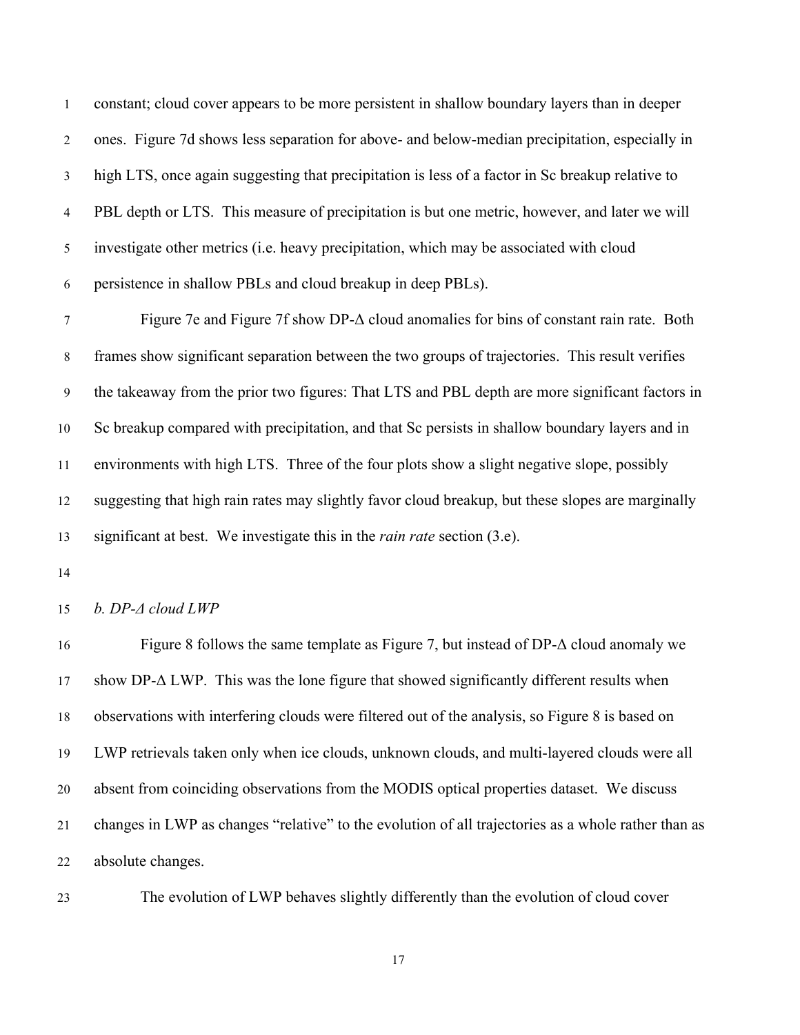constant; cloud cover appears to be more persistent in shallow boundary layers than in deeper ones. Figure 7d shows less separation for above- and below-median precipitation, especially in high LTS, once again suggesting that precipitation is less of a factor in Sc breakup relative to PBL depth or LTS. This measure of precipitation is but one metric, however, and later we will investigate other metrics (i.e. heavy precipitation, which may be associated with cloud persistence in shallow PBLs and cloud breakup in deep PBLs).

Figure 7e and Figure 7f show DP-Δ cloud anomalies for bins of constant rain rate. Both frames show significant separation between the two groups of trajectories. This result verifies the takeaway from the prior two figures: That LTS and PBL depth are more significant factors in Sc breakup compared with precipitation, and that Sc persists in shallow boundary layers and in environments with high LTS. Three of the four plots show a slight negative slope, possibly suggesting that high rain rates may slightly favor cloud breakup, but these slopes are marginally significant at best. We investigate this in the *rain rate* section (3.e).

### *b. DP-Δ cloud LWP*

Figure 8 follows the same template as Figure 7, but instead of DP-Δ cloud anomaly we show DP-Δ LWP. This was the lone figure that showed significantly different results when observations with interfering clouds were filtered out of the analysis, so Figure 8 is based on LWP retrievals taken only when ice clouds, unknown clouds, and multi-layered clouds were all absent from coinciding observations from the MODIS optical properties dataset. We discuss changes in LWP as changes "relative" to the evolution of all trajectories as a whole rather than as absolute changes.

The evolution of LWP behaves slightly differently than the evolution of cloud cover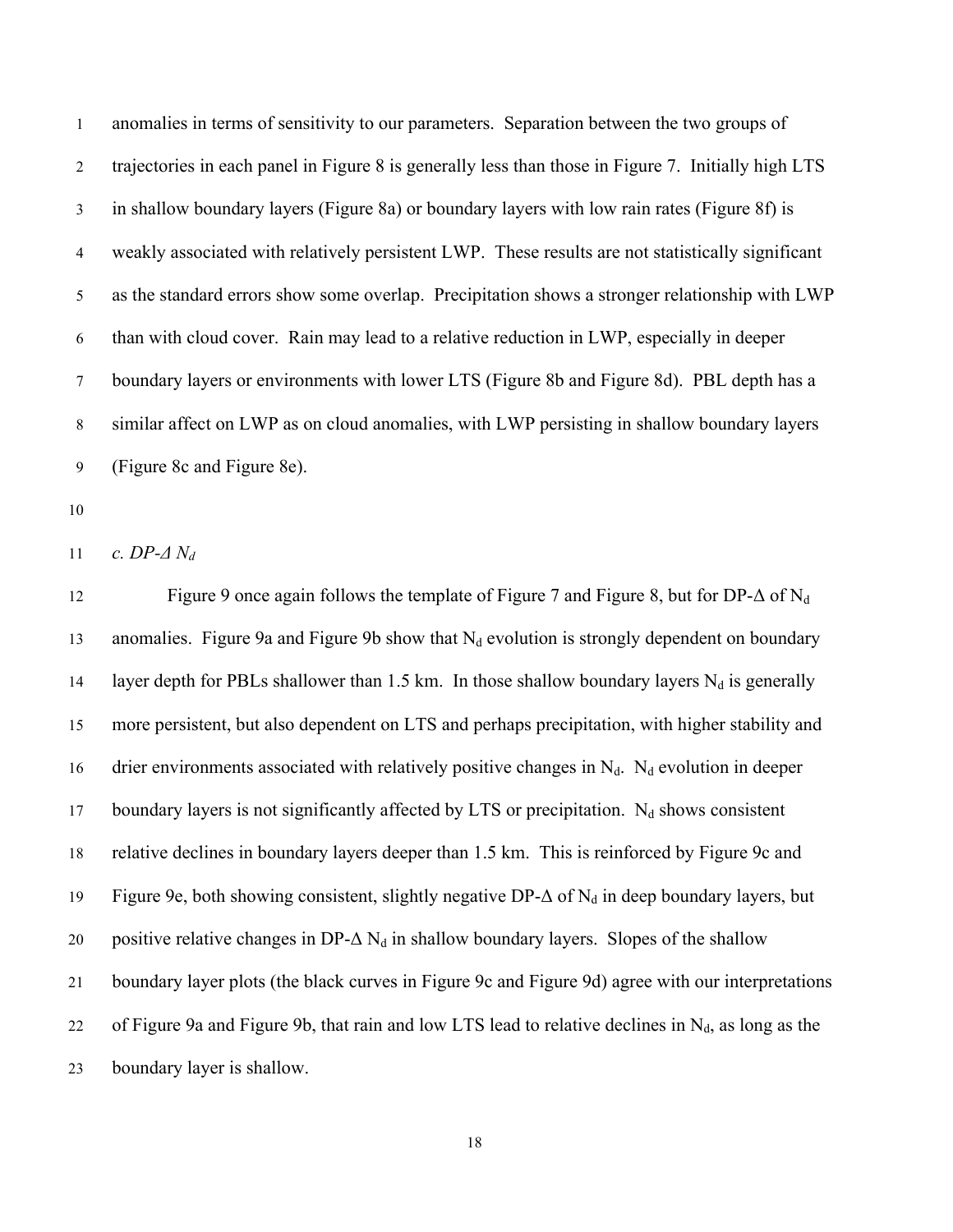anomalies in terms of sensitivity to our parameters. Separation between the two groups of trajectories in each panel in Figure 8 is generally less than those in Figure 7. Initially high LTS in shallow boundary layers (Figure 8a) or boundary layers with low rain rates (Figure 8f) is weakly associated with relatively persistent LWP. These results are not statistically significant as the standard errors show some overlap. Precipitation shows a stronger relationship with LWP than with cloud cover. Rain may lead to a relative reduction in LWP, especially in deeper boundary layers or environments with lower LTS (Figure 8b and Figure 8d). PBL depth has a similar affect on LWP as on cloud anomalies, with LWP persisting in shallow boundary layers (Figure 8c and Figure 8e).

### *c. DP-Δ $N_d$*

Figure 9 once again follows the template of Figure 7 and Figure 8, but for DP-Δ of $N_d$ anomalies. Figure 9a and Figure 9b show that $N_d$ evolution is strongly dependent on boundary layer depth for PBLs shallower than 1.5 km. In those shallow boundary layers $N_d$ is generally more persistent, but also dependent on LTS and perhaps precipitation, with higher stability and drier environments associated with relatively positive changes in $N_d$. $N_d$ evolution in deeper boundary layers is not significantly affected by LTS or precipitation. $N_d$ shows consistent relative declines in boundary layers deeper than 1.5 km. This is reinforced by Figure 9c and Figure 9e, both showing consistent, slightly negative DP-Δ of $N_d$ in deep boundary layers, but positive relative changes in DP-Δ $N_d$ in shallow boundary layers. Slopes of the shallow boundary layer plots (the black curves in Figure 9c and Figure 9d) agree with our interpretations of Figure 9a and Figure 9b, that rain and low LTS lead to relative declines in $N_d$, as long as the boundary layer is shallow.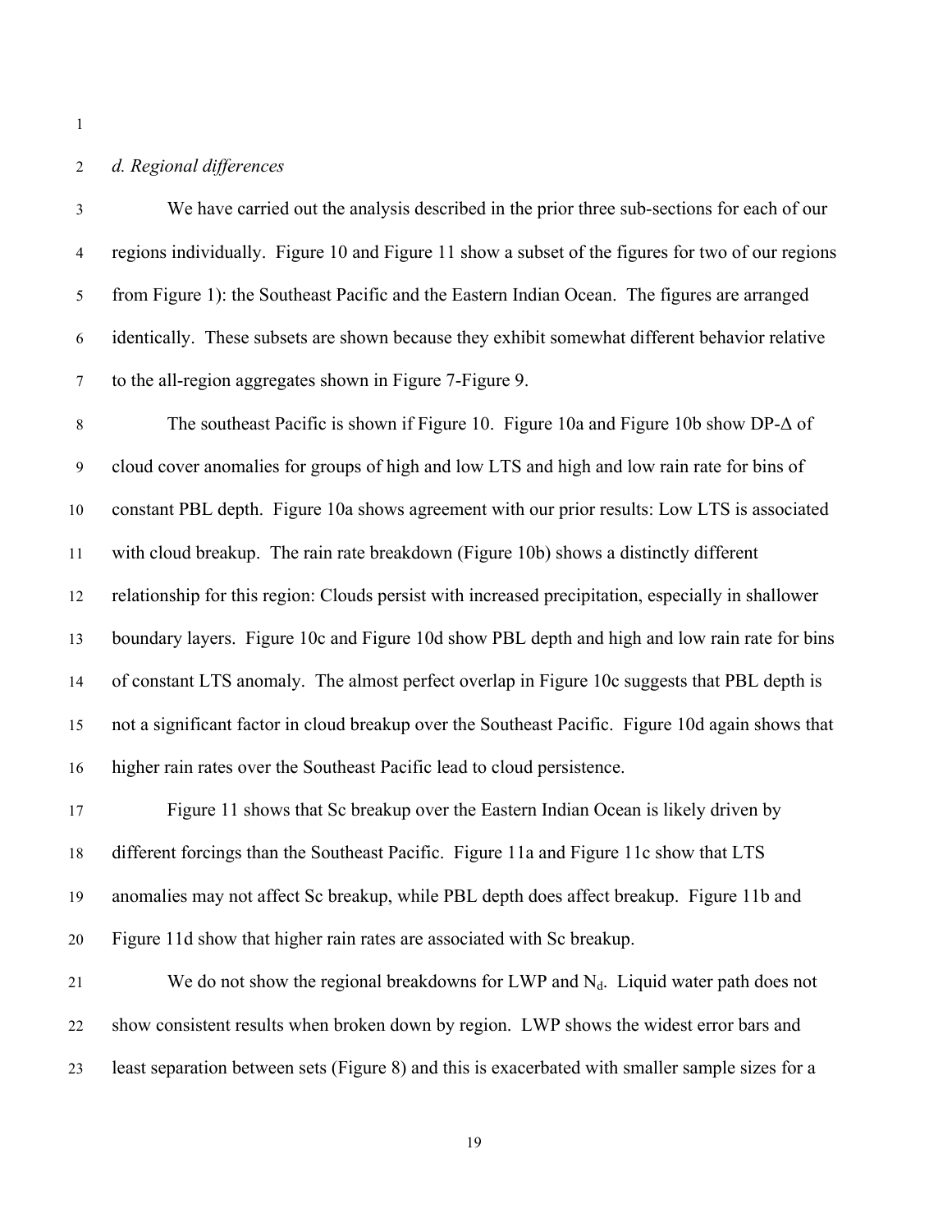*d. Regional differences*

We have carried out the analysis described in the prior three sub-sections for each of our regions individually. Figure 10 and Figure 11 show a subset of the figures for two of our regions from Figure 1): the Southeast Pacific and the Eastern Indian Ocean. The figures are arranged identically. These subsets are shown because they exhibit somewhat different behavior relative to the all-region aggregates shown in Figure 7-Figure 9.

The southeast Pacific is shown if Figure 10. Figure 10a and Figure 10b show DP-Δ of cloud cover anomalies for groups of high and low LTS and high and low rain rate for bins of constant PBL depth. Figure 10a shows agreement with our prior results: Low LTS is associated with cloud breakup. The rain rate breakdown (Figure 10b) shows a distinctly different relationship for this region: Clouds persist with increased precipitation, especially in shallower boundary layers. Figure 10c and Figure 10d show PBL depth and high and low rain rate for bins of constant LTS anomaly. The almost perfect overlap in Figure 10c suggests that PBL depth is not a significant factor in cloud breakup over the Southeast Pacific. Figure 10d again shows that higher rain rates over the Southeast Pacific lead to cloud persistence.

Figure 11 shows that Sc breakup over the Eastern Indian Ocean is likely driven by different forcings than the Southeast Pacific. Figure 11a and Figure 11c show that LTS anomalies may not affect Sc breakup, while PBL depth does affect breakup. Figure 11b and Figure 11d show that higher rain rates are associated with Sc breakup.

We do not show the regional breakdowns for LWP and $N_d$. Liquid water path does not show consistent results when broken down by region. LWP shows the widest error bars and least separation between sets (Figure 8) and this is exacerbated with smaller sample sizes for a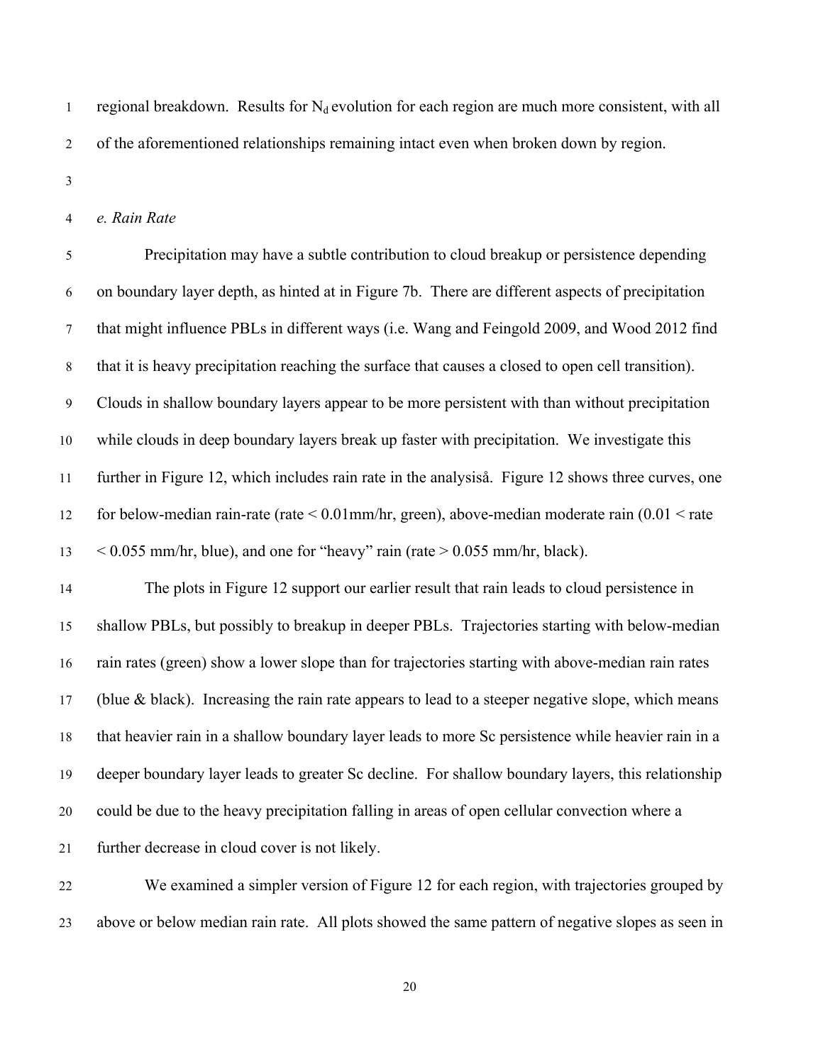regional breakdown. Results for $N_d$ evolution for each region are much more consistent, with all of the aforementioned relationships remaining intact even when broken down by region.

### *e. Rain Rate*

Precipitation may have a subtle contribution to cloud breakup or persistence depending on boundary layer depth, as hinted at in Figure 7b. There are different aspects of precipitation that might influence PBLs in different ways (i.e. Wang and Feingold 2009, and Wood 2012 find that it is heavy precipitation reaching the surface that causes a closed to open cell transition). Clouds in shallow boundary layers appear to be more persistent with than without precipitation while clouds in deep boundary layers break up faster with precipitation. We investigate this further in Figure 12, which includes rain rate in the analysiså. Figure 12 shows three curves, one for below-median rain-rate (rate < 0.01mm/hr, green), above-median moderate rain (0.01 < rate < 0.055 mm/hr, blue), and one for "heavy" rain (rate > 0.055 mm/hr, black).

The plots in Figure 12 support our earlier result that rain leads to cloud persistence in shallow PBLs, but possibly to breakup in deeper PBLs. Trajectories starting with below-median rain rates (green) show a lower slope than for trajectories starting with above-median rain rates (blue & black). Increasing the rain rate appears to lead to a steeper negative slope, which means that heavier rain in a shallow boundary layer leads to more Sc persistence while heavier rain in a deeper boundary layer leads to greater Sc decline. For shallow boundary layers, this relationship could be due to the heavy precipitation falling in areas of open cellular convection where a further decrease in cloud cover is not likely.

We examined a simpler version of Figure 12 for each region, with trajectories grouped by above or below median rain rate. All plots showed the same pattern of negative slopes as seen in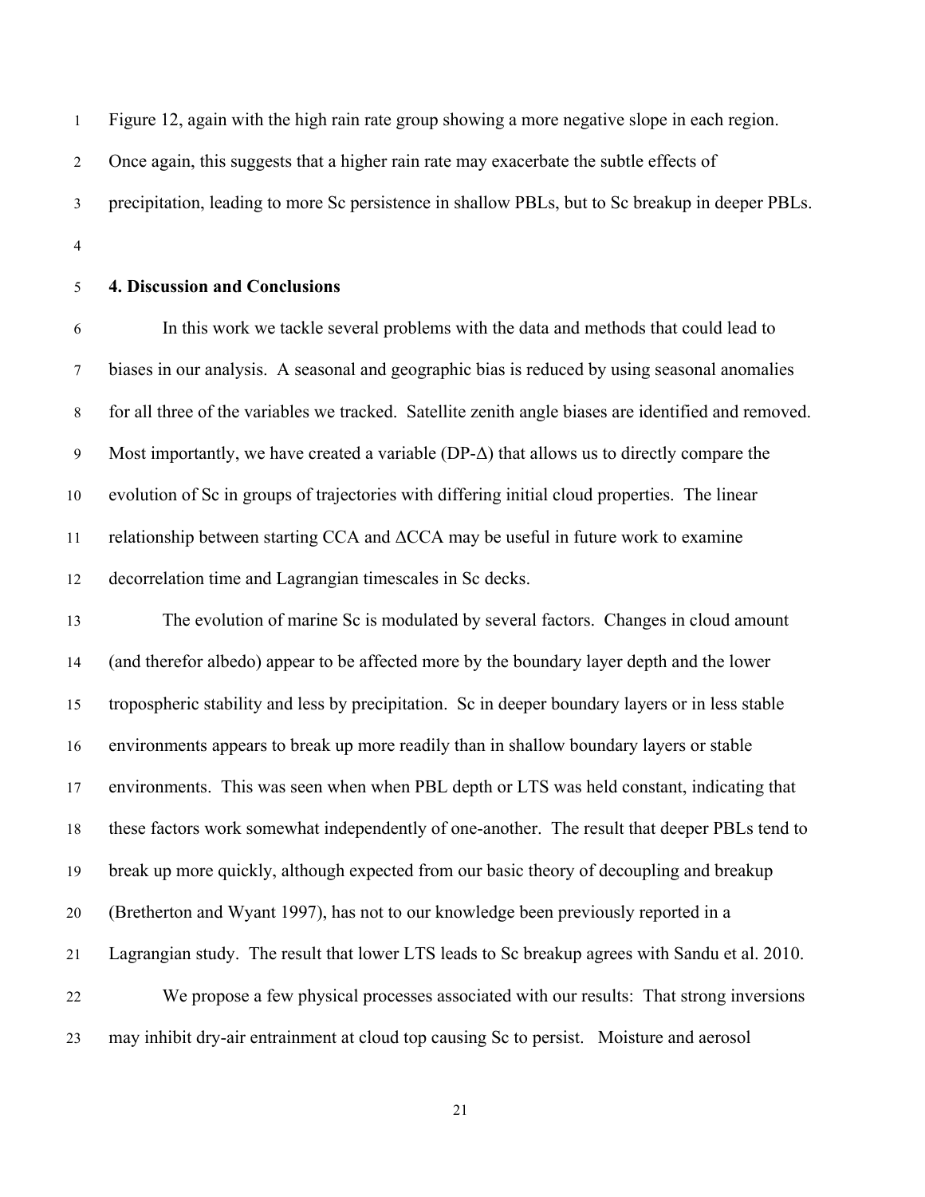Figure 12, again with the high rain rate group showing a more negative slope in each region. Once again, this suggests that a higher rain rate may exacerbate the subtle effects of precipitation, leading to more Sc persistence in shallow PBLs, but to Sc breakup in deeper PBLs.

## 4. Discussion and Conclusions

In this work we tackle several problems with the data and methods that could lead to biases in our analysis. A seasonal and geographic bias is reduced by using seasonal anomalies for all three of the variables we tracked. Satellite zenith angle biases are identified and removed. Most importantly, we have created a variable (DP-$\Delta$) that allows us to directly compare the evolution of Sc in groups of trajectories with differing initial cloud properties. The linear relationship between starting CCA and $\Delta$CCA may be useful in future work to examine decorrelation time and Lagrangian timescales in Sc decks.

The evolution of marine Sc is modulated by several factors. Changes in cloud amount (and therefor albedo) appear to be affected more by the boundary layer depth and the lower tropospheric stability and less by precipitation. Sc in deeper boundary layers or in less stable environments appears to break up more readily than in shallow boundary layers or stable environments. This was seen when when PBL depth or LTS was held constant, indicating that these factors work somewhat independently of one-another. The result that deeper PBLs tend to break up more quickly, although expected from our basic theory of decoupling and breakup (Bretherton and Wyant 1997), has not to our knowledge been previously reported in a Lagrangian study. The result that lower LTS leads to Sc breakup agrees with Sandu et al. 2010.

We propose a few physical processes associated with our results: That strong inversions may inhibit dry-air entrainment at cloud top causing Sc to persist. Moisture and aerosol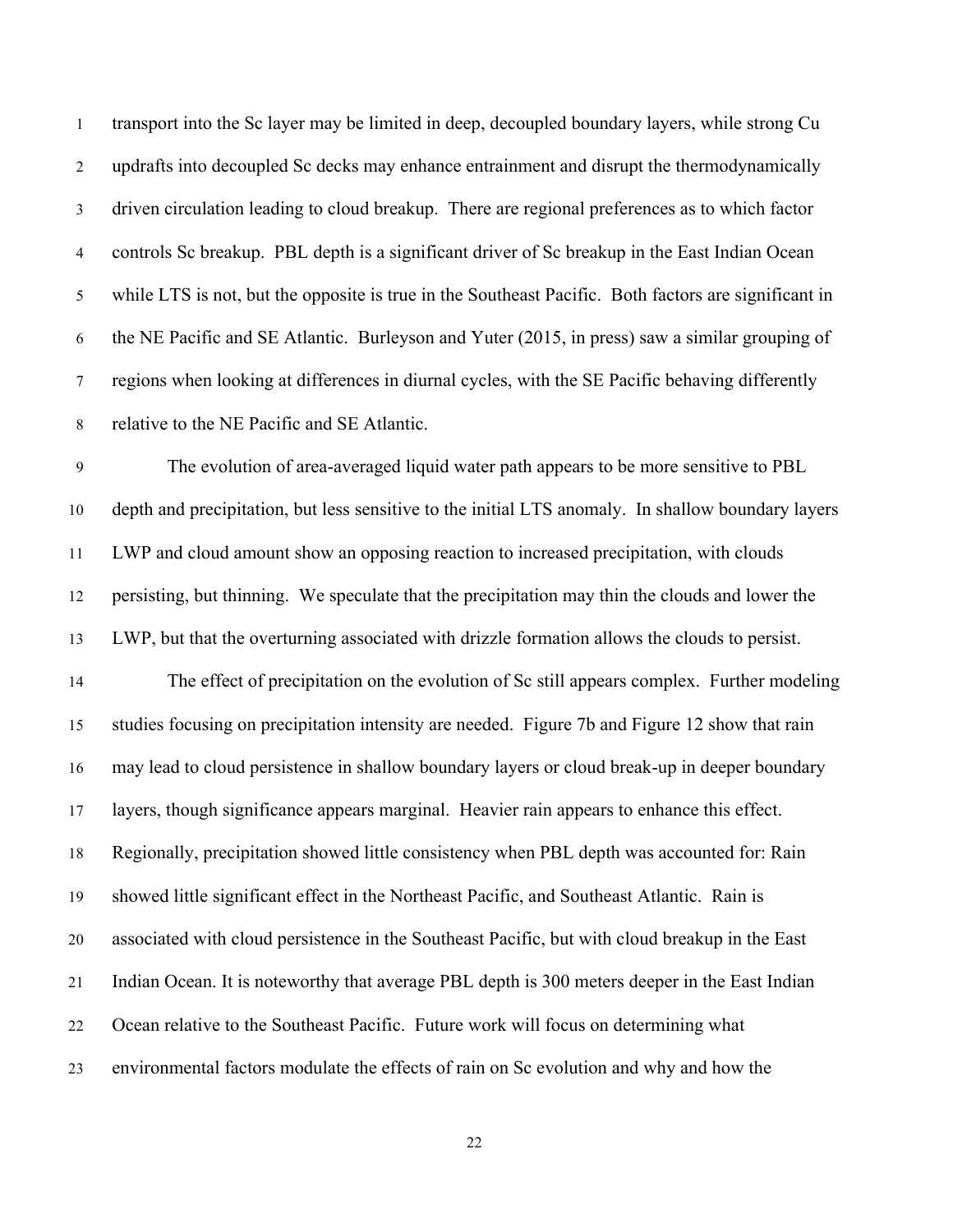transport into the Sc layer may be limited in deep, decoupled boundary layers, while strong Cu updrafts into decoupled Sc decks may enhance entrainment and disrupt the thermodynamically driven circulation leading to cloud breakup. There are regional preferences as to which factor controls Sc breakup. PBL depth is a significant driver of Sc breakup in the East Indian Ocean while LTS is not, but the opposite is true in the Southeast Pacific. Both factors are significant in the NE Pacific and SE Atlantic. Burleyson and Yuter (2015, in press) saw a similar grouping of regions when looking at differences in diurnal cycles, with the SE Pacific behaving differently relative to the NE Pacific and SE Atlantic.

The evolution of area-averaged liquid water path appears to be more sensitive to PBL depth and precipitation, but less sensitive to the initial LTS anomaly. In shallow boundary layers LWP and cloud amount show an opposing reaction to increased precipitation, with clouds persisting, but thinning. We speculate that the precipitation may thin the clouds and lower the LWP, but that the overturning associated with drizzle formation allows the clouds to persist.

The effect of precipitation on the evolution of Sc still appears complex. Further modeling studies focusing on precipitation intensity are needed. Figure 7b and Figure 12 show that rain may lead to cloud persistence in shallow boundary layers or cloud break-up in deeper boundary layers, though significance appears marginal. Heavier rain appears to enhance this effect. Regionally, precipitation showed little consistency when PBL depth was accounted for: Rain showed little significant effect in the Northeast Pacific, and Southeast Atlantic. Rain is associated with cloud persistence in the Southeast Pacific, but with cloud breakup in the East Indian Ocean. It is noteworthy that average PBL depth is 300 meters deeper in the East Indian Ocean relative to the Southeast Pacific. Future work will focus on determining what environmental factors modulate the effects of rain on Sc evolution and why and how the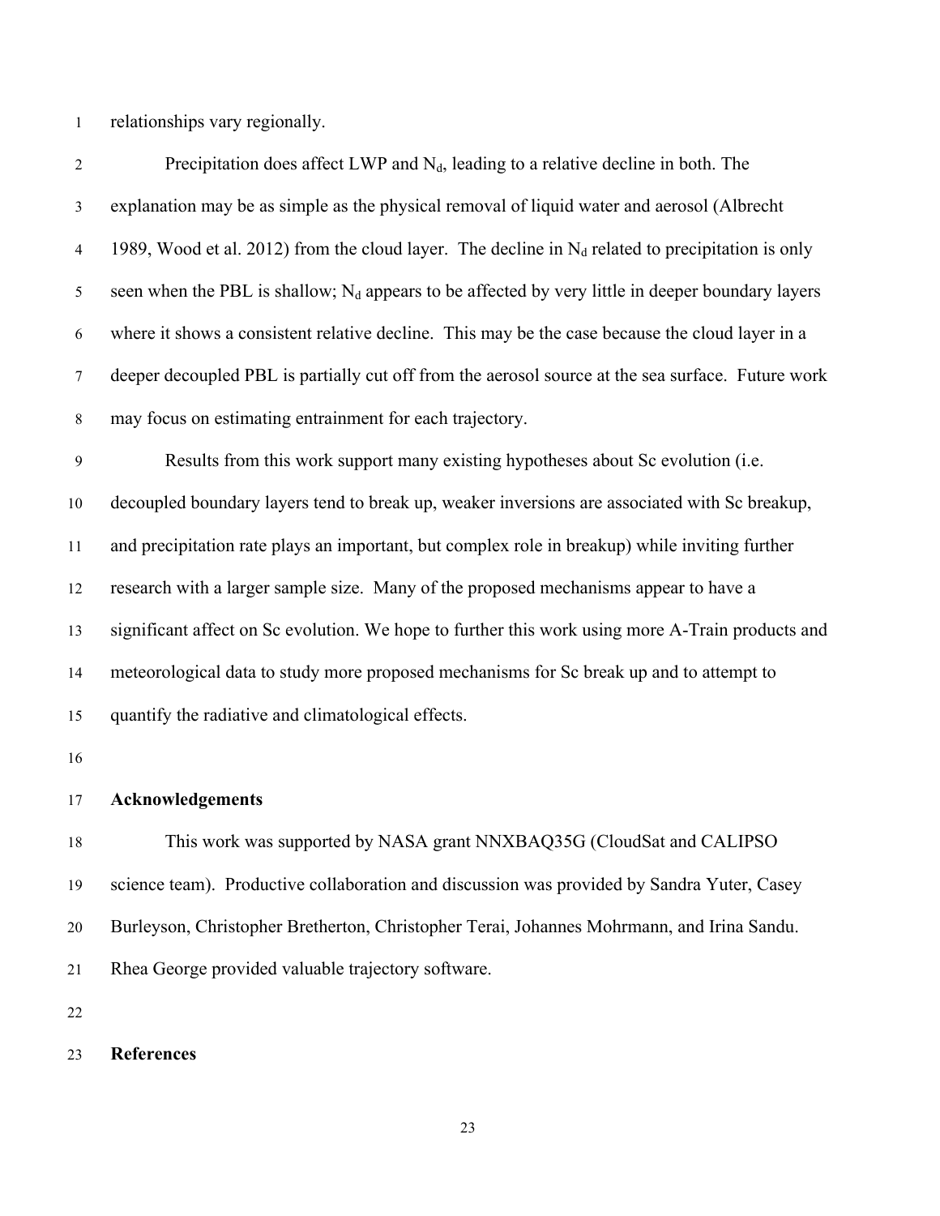relationships vary regionally.

Precipitation does affect LWP and $N_d$, leading to a relative decline in both. The explanation may be as simple as the physical removal of liquid water and aerosol (Albrecht 1989, Wood et al. 2012) from the cloud layer. The decline in $N_d$ related to precipitation is only seen when the PBL is shallow; $N_d$ appears to be affected by very little in deeper boundary layers where it shows a consistent relative decline. This may be the case because the cloud layer in a deeper decoupled PBL is partially cut off from the aerosol source at the sea surface. Future work may focus on estimating entrainment for each trajectory.

Results from this work support many existing hypotheses about Sc evolution (i.e. decoupled boundary layers tend to break up, weaker inversions are associated with Sc breakup, and precipitation rate plays an important, but complex role in breakup) while inviting further research with a larger sample size. Many of the proposed mechanisms appear to have a significant affect on Sc evolution. We hope to further this work using more A-Train products and meteorological data to study more proposed mechanisms for Sc break up and to attempt to quantify the radiative and climatological effects.

## Acknowledgements

This work was supported by NASA grant NNXBAQ35G (CloudSat and CALIPSO science team). Productive collaboration and discussion was provided by Sandra Yuter, Casey Burleyson, Christopher Bretherton, Christopher Terai, Johannes Mohrmann, and Irina Sandu. Rhea George provided valuable trajectory software.

## References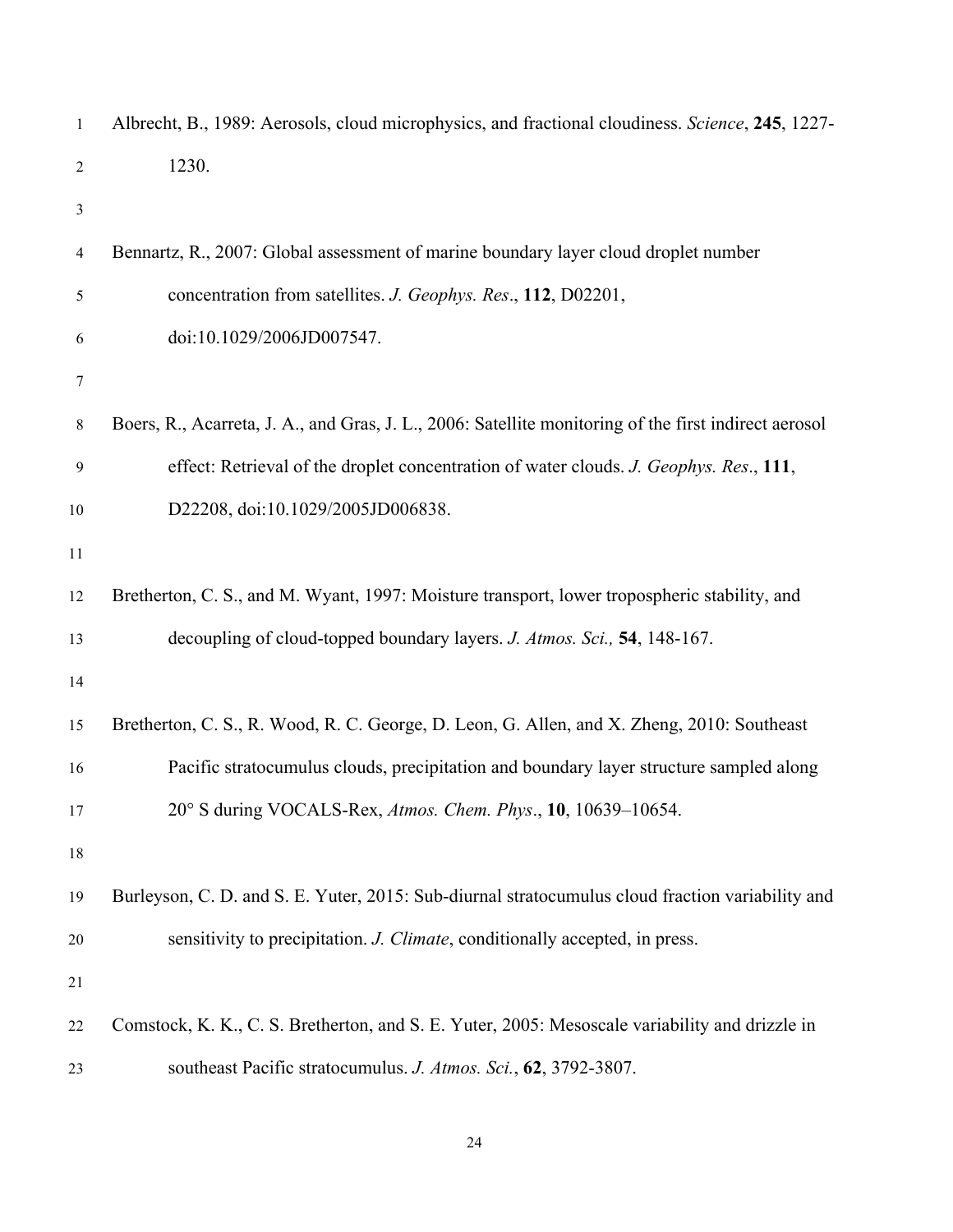Albrecht, B., 1989: Aerosols, cloud microphysics, and fractional cloudiness. *Science*, **245**, 1227-1230.

Bennartz, R., 2007: Global assessment of marine boundary layer cloud droplet number concentration from satellites. *J. Geophys. Res*., **112**, D02201, doi:10.1029/2006JD007547.

Boers, R., Acarreta, J. A., and Gras, J. L., 2006: Satellite monitoring of the first indirect aerosol effect: Retrieval of the droplet concentration of water clouds. *J. Geophys. Res*., **111**, D22208, doi:10.1029/2005JD006838.

Bretherton, C. S., and M. Wyant, 1997: Moisture transport, lower tropospheric stability, and decoupling of cloud-topped boundary layers. *J. Atmos. Sci.,* **54**, 148-167.

Bretherton, C. S., R. Wood, R. C. George, D. Leon, G. Allen, and X. Zheng, 2010: Southeast Pacific stratocumulus clouds, precipitation and boundary layer structure sampled along 20° S during VOCALS-Rex, *Atmos. Chem. Phys*., **10**, 10639–10654.

Burleyson, C. D. and S. E. Yuter, 2015: Sub-diurnal stratocumulus cloud fraction variability and sensitivity to precipitation. *J. Climate*, conditionally accepted, in press.

Comstock, K. K., C. S. Bretherton, and S. E. Yuter, 2005: Mesoscale variability and drizzle in southeast Pacific stratocumulus. *J. Atmos. Sci.*, **62**, 3792-3807.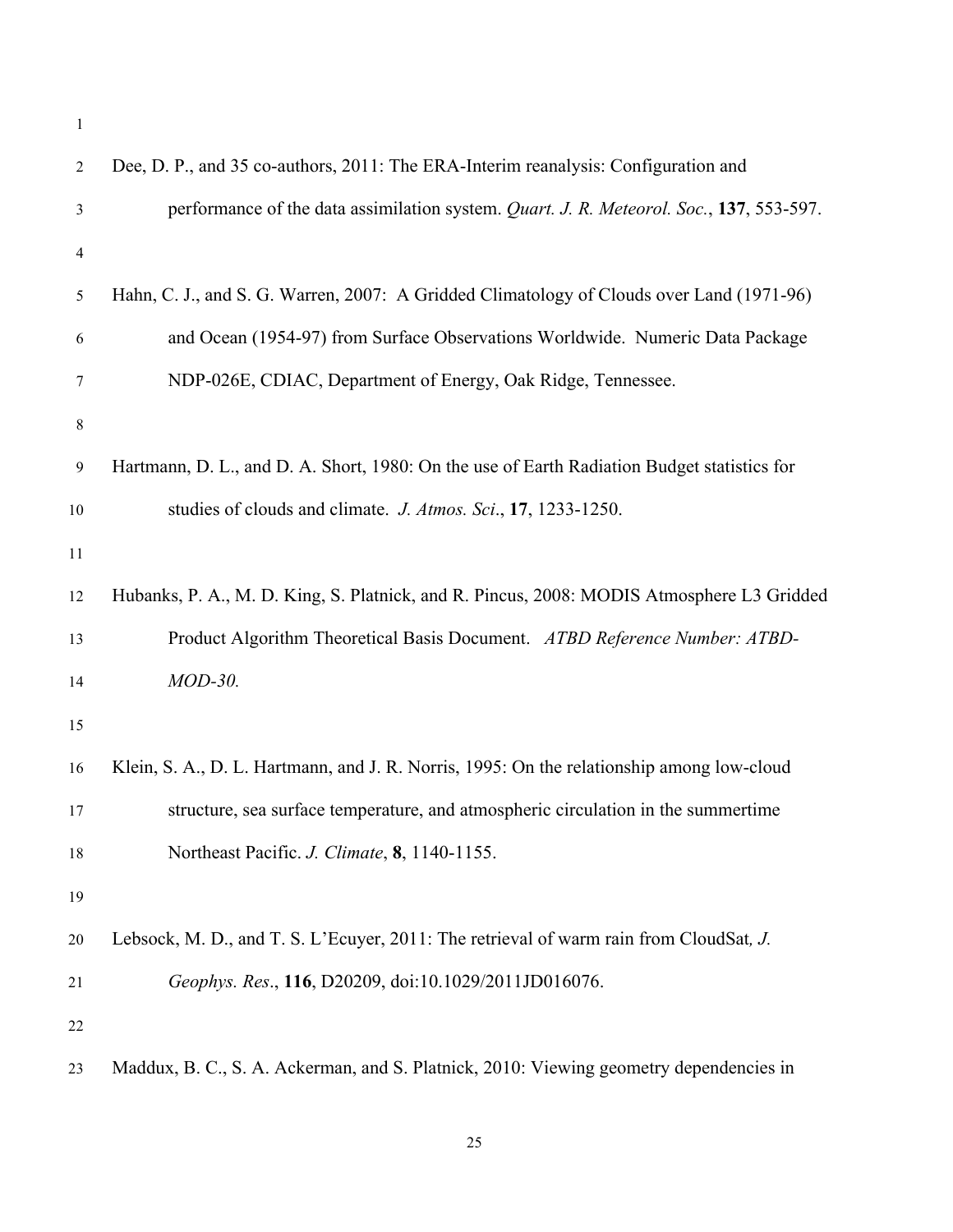Dee, D. P., and 35 co-authors, 2011: The ERA-Interim reanalysis: Configuration and performance of the data assimilation system. *Quart. J. R. Meteorol. Soc.*, **137**, 553-597.

Hahn, C. J., and S. G. Warren, 2007: A Gridded Climatology of Clouds over Land (1971-96) and Ocean (1954-97) from Surface Observations Worldwide. Numeric Data Package NDP-026E, CDIAC, Department of Energy, Oak Ridge, Tennessee.

Hartmann, D. L., and D. A. Short, 1980: On the use of Earth Radiation Budget statistics for studies of clouds and climate. *J. Atmos. Sci*., **17**, 1233-1250.

Hubanks, P. A., M. D. King, S. Platnick, and R. Pincus, 2008: MODIS Atmosphere L3 Gridded Product Algorithm Theoretical Basis Document. *ATBD Reference Number: ATBD-MOD-30.*

Klein, S. A., D. L. Hartmann, and J. R. Norris, 1995: On the relationship among low-cloud structure, sea surface temperature, and atmospheric circulation in the summertime Northeast Pacific. *J. Climate*, **8**, 1140-1155.

Lebsock, M. D., and T. S. L'Ecuyer, 2011: The retrieval of warm rain from CloudSat*, J. Geophys. Res*., **116**, D20209, doi:10.1029/2011JD016076.

Maddux, B. C., S. A. Ackerman, and S. Platnick, 2010: Viewing geometry dependencies in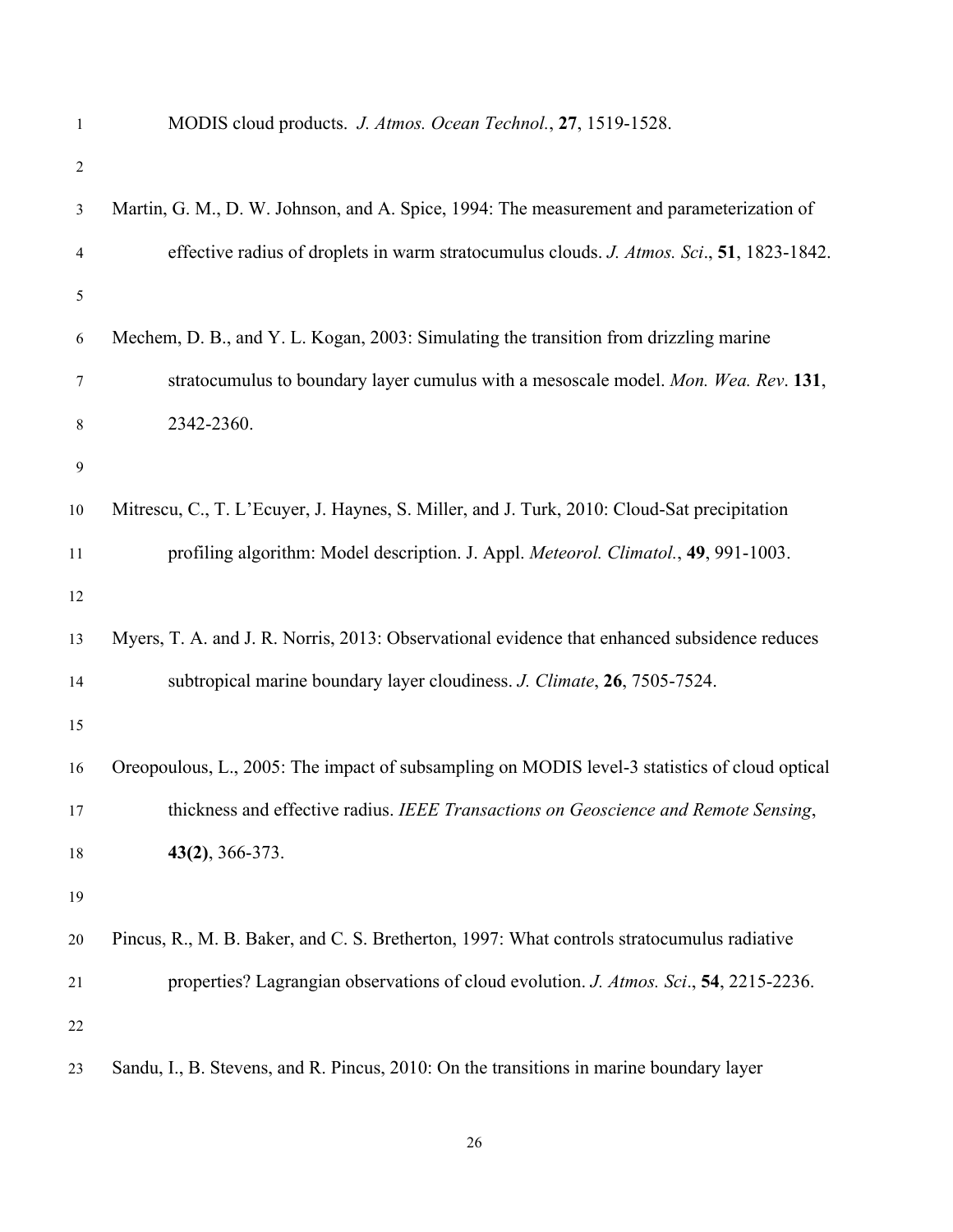MODIS cloud products. *J. Atmos. Ocean Technol.*, **27**, 1519-1528.

Martin, G. M., D. W. Johnson, and A. Spice, 1994: The measurement and parameterization of effective radius of droplets in warm stratocumulus clouds. *J. Atmos. Sci*., **51**, 1823-1842.

Mechem, D. B., and Y. L. Kogan, 2003: Simulating the transition from drizzling marine stratocumulus to boundary layer cumulus with a mesoscale model. *Mon. Wea. Rev*. **131**, 2342-2360.

Mitrescu, C., T. L'Ecuyer, J. Haynes, S. Miller, and J. Turk, 2010: Cloud-Sat precipitation profiling algorithm: Model description. J. Appl. *Meteorol. Climatol.*, **49**, 991-1003.

Myers, T. A. and J. R. Norris, 2013: Observational evidence that enhanced subsidence reduces subtropical marine boundary layer cloudiness. *J. Climate*, **26**, 7505-7524.

Oreopoulous, L., 2005: The impact of subsampling on MODIS level-3 statistics of cloud optical thickness and effective radius. *IEEE Transactions on Geoscience and Remote Sensing*, **43(2)**, 366-373.

Pincus, R., M. B. Baker, and C. S. Bretherton, 1997: What controls stratocumulus radiative properties? Lagrangian observations of cloud evolution. *J. Atmos. Sci*., **54**, 2215-2236.

Sandu, I., B. Stevens, and R. Pincus, 2010: On the transitions in marine boundary layer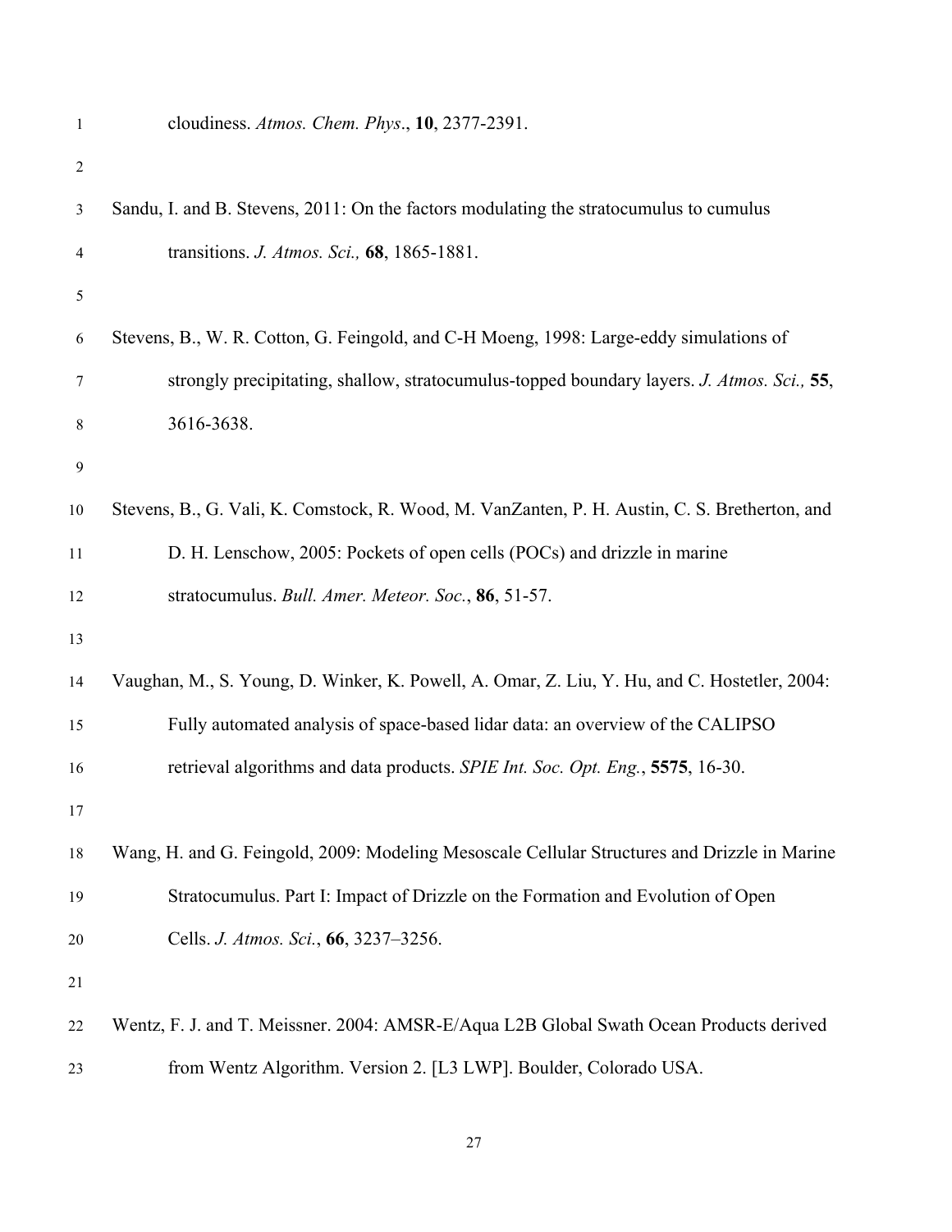cloudiness. *Atmos. Chem. Phys*., **10**, 2377-2391.

Sandu, I. and B. Stevens, 2011: On the factors modulating the stratocumulus to cumulus transitions. *J. Atmos. Sci.,* **68**, 1865-1881.

Stevens, B., W. R. Cotton, G. Feingold, and C-H Moeng, 1998: Large-eddy simulations of strongly precipitating, shallow, stratocumulus-topped boundary layers. *J. Atmos. Sci.,* **55**, 3616-3638.

Stevens, B., G. Vali, K. Comstock, R. Wood, M. VanZanten, P. H. Austin, C. S. Bretherton, and D. H. Lenschow, 2005: Pockets of open cells (POCs) and drizzle in marine stratocumulus. *Bull. Amer. Meteor. Soc.*, **86**, 51-57.

Vaughan, M., S. Young, D. Winker, K. Powell, A. Omar, Z. Liu, Y. Hu, and C. Hostetler, 2004: Fully automated analysis of space-based lidar data: an overview of the CALIPSO retrieval algorithms and data products. *SPIE Int. Soc. Opt. Eng.*, **5575**, 16-30.

Wang, H. and G. Feingold, 2009: Modeling Mesoscale Cellular Structures and Drizzle in Marine Stratocumulus. Part I: Impact of Drizzle on the Formation and Evolution of Open Cells. *J. Atmos. Sci.*, **66**, 3237–3256.

Wentz, F. J. and T. Meissner. 2004: AMSR-E/Aqua L2B Global Swath Ocean Products derived from Wentz Algorithm. Version 2. [L3 LWP]. Boulder, Colorado USA.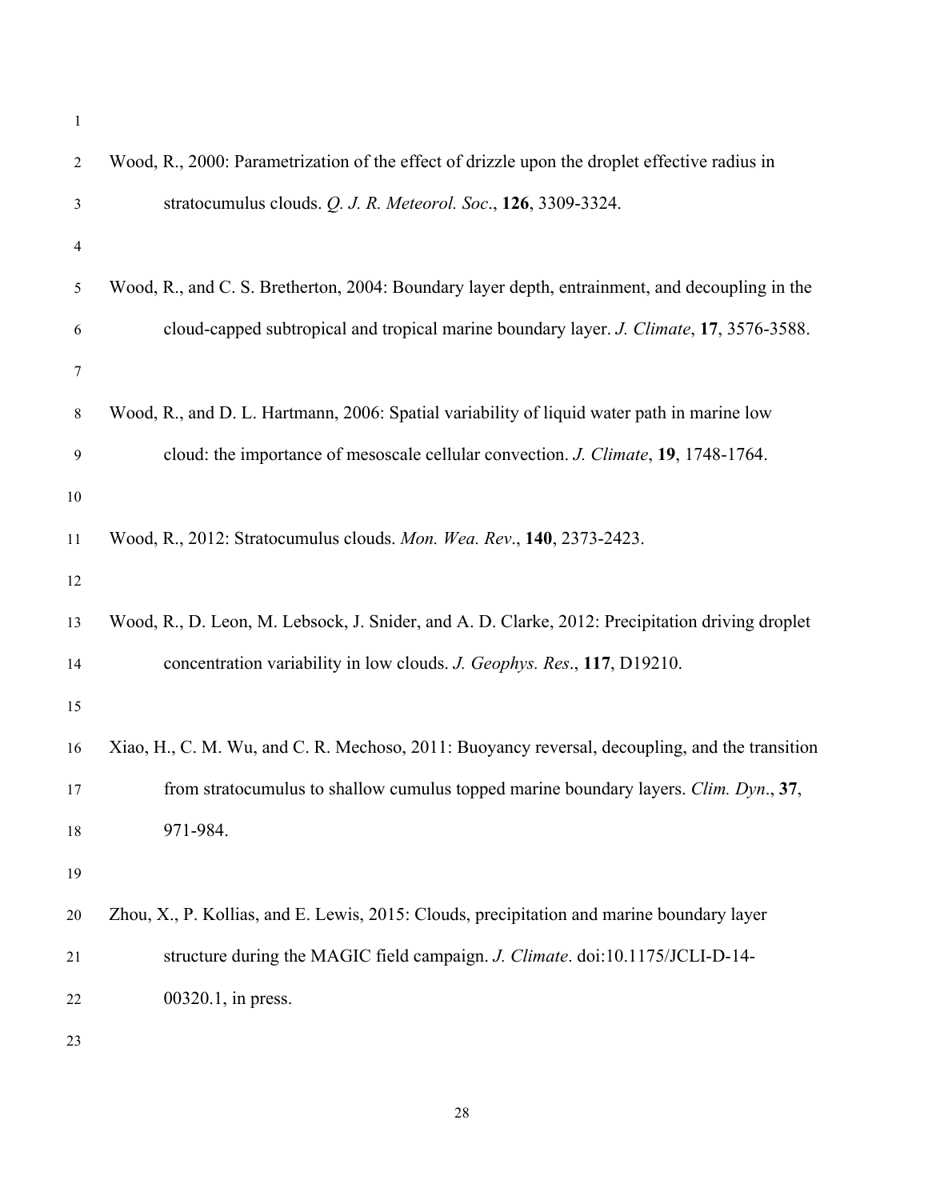Wood, R., 2000: Parametrization of the effect of drizzle upon the droplet effective radius in stratocumulus clouds. *Q. J. R. Meteorol. Soc*., **126**, 3309-3324.

Wood, R., and C. S. Bretherton, 2004: Boundary layer depth, entrainment, and decoupling in the cloud-capped subtropical and tropical marine boundary layer. *J. Climate*, **17**, 3576-3588.

Wood, R., and D. L. Hartmann, 2006: Spatial variability of liquid water path in marine low cloud: the importance of mesoscale cellular convection. *J. Climate*, **19**, 1748-1764.

Wood, R., 2012: Stratocumulus clouds. *Mon. Wea. Rev*., **140**, 2373-2423.

Wood, R., D. Leon, M. Lebsock, J. Snider, and A. D. Clarke, 2012: Precipitation driving droplet concentration variability in low clouds. *J. Geophys. Res*., **117**, D19210.

Xiao, H., C. M. Wu, and C. R. Mechoso, 2011: Buoyancy reversal, decoupling, and the transition from stratocumulus to shallow cumulus topped marine boundary layers. *Clim. Dyn*., **37**, 971-984.

Zhou, X., P. Kollias, and E. Lewis, 2015: Clouds, precipitation and marine boundary layer structure during the MAGIC field campaign. *J. Climate*. doi:10.1175/JCLI-D-14-00320.1, in press.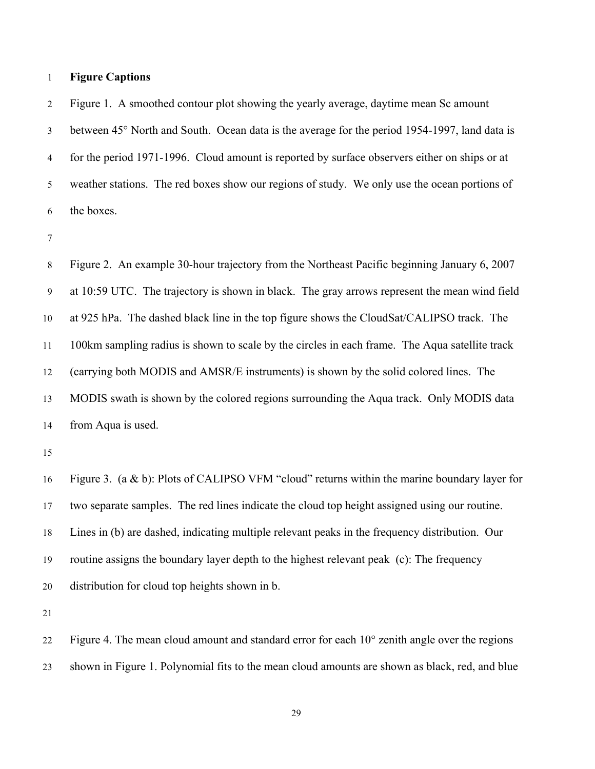**Figure Captions**

Figure 1. A smoothed contour plot showing the yearly average, daytime mean Sc amount between 45° North and South. Ocean data is the average for the period 1954-1997, land data is for the period 1971-1996. Cloud amount is reported by surface observers either on ships or at weather stations. The red boxes show our regions of study. We only use the ocean portions of the boxes.

Figure 2. An example 30-hour trajectory from the Northeast Pacific beginning January 6, 2007 at 10:59 UTC. The trajectory is shown in black. The gray arrows represent the mean wind field at 925 hPa. The dashed black line in the top figure shows the CloudSat/CALIPSO track. The 100km sampling radius is shown to scale by the circles in each frame. The Aqua satellite track (carrying both MODIS and AMSR/E instruments) is shown by the solid colored lines. The MODIS swath is shown by the colored regions surrounding the Aqua track. Only MODIS data from Aqua is used.

Figure 3. (a & b): Plots of CALIPSO VFM "cloud" returns within the marine boundary layer for two separate samples. The red lines indicate the cloud top height assigned using our routine. Lines in (b) are dashed, indicating multiple relevant peaks in the frequency distribution. Our routine assigns the boundary layer depth to the highest relevant peak (c): The frequency distribution for cloud top heights shown in b.

Figure 4. The mean cloud amount and standard error for each 10° zenith angle over the regions shown in Figure 1. Polynomial fits to the mean cloud amounts are shown as black, red, and blue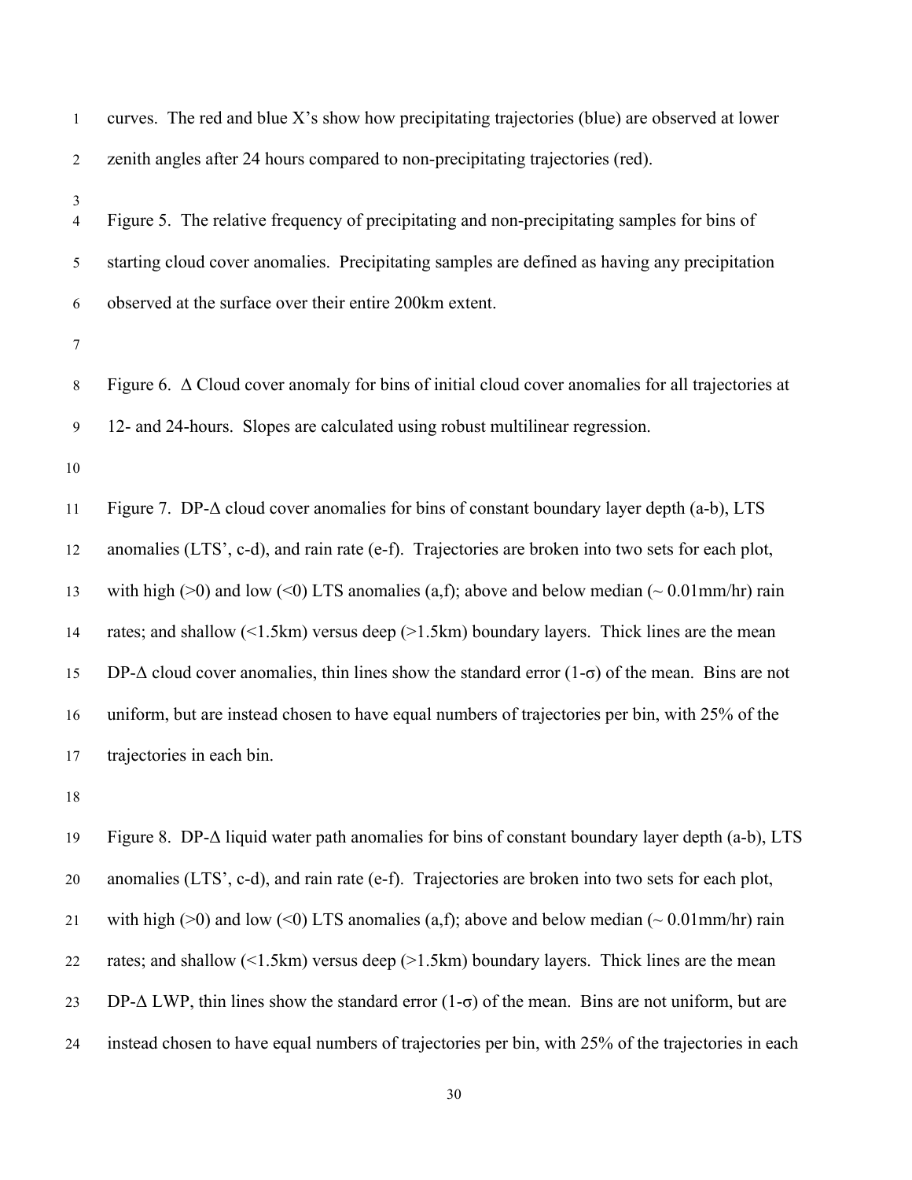curves. The red and blue X's show how precipitating trajectories (blue) are observed at lower zenith angles after 24 hours compared to non-precipitating trajectories (red).

Figure 5. The relative frequency of precipitating and non-precipitating samples for bins of starting cloud cover anomalies. Precipitating samples are defined as having any precipitation observed at the surface over their entire 200km extent.

Figure 6. $\Delta$ Cloud cover anomaly for bins of initial cloud cover anomalies for all trajectories at 12- and 24-hours. Slopes are calculated using robust multilinear regression.

Figure 7. DP-$\Delta$ cloud cover anomalies for bins of constant boundary layer depth (a-b), LTS anomalies (LTS', c-d), and rain rate (e-f). Trajectories are broken into two sets for each plot, with high (>0) and low (<0) LTS anomalies (a,f); above and below median (~ 0.01mm/hr) rain rates; and shallow (<1.5km) versus deep (>1.5km) boundary layers. Thick lines are the mean DP-$\Delta$ cloud cover anomalies, thin lines show the standard error (1-$\sigma$) of the mean. Bins are not uniform, but are instead chosen to have equal numbers of trajectories per bin, with 25% of the trajectories in each bin.

Figure 8. DP-$\Delta$ liquid water path anomalies for bins of constant boundary layer depth (a-b), LTS anomalies (LTS', c-d), and rain rate (e-f). Trajectories are broken into two sets for each plot, with high (>0) and low (<0) LTS anomalies (a,f); above and below median (~ 0.01mm/hr) rain rates; and shallow (<1.5km) versus deep (>1.5km) boundary layers. Thick lines are the mean DP-$\Delta$ LWP, thin lines show the standard error (1-$\sigma$) of the mean. Bins are not uniform, but are instead chosen to have equal numbers of trajectories per bin, with 25% of the trajectories in each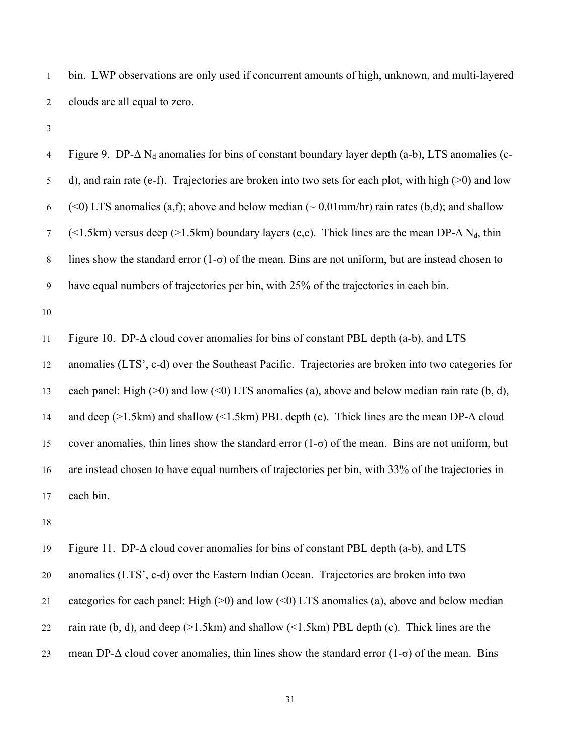bin. LWP observations are only used if concurrent amounts of high, unknown, and multi-layered clouds are all equal to zero.

Figure 9. DP-$\Delta$ $N_d$ anomalies for bins of constant boundary layer depth (a-b), LTS anomalies (c-d), and rain rate (e-f). Trajectories are broken into two sets for each plot, with high (>0) and low (<0) LTS anomalies (a,f); above and below median (~ 0.01mm/hr) rain rates (b,d); and shallow (<1.5km) versus deep (>1.5km) boundary layers (c,e). Thick lines are the mean DP-$\Delta$ $N_d$, thin lines show the standard error (1-$\sigma$) of the mean. Bins are not uniform, but are instead chosen to have equal numbers of trajectories per bin, with 25% of the trajectories in each bin.

Figure 10. DP-$\Delta$ cloud cover anomalies for bins of constant PBL depth (a-b), and LTS anomalies (LTS', c-d) over the Southeast Pacific. Trajectories are broken into two categories for each panel: High (>0) and low (<0) LTS anomalies (a), above and below median rain rate (b, d), and deep (>1.5km) and shallow (<1.5km) PBL depth (c). Thick lines are the mean DP-$\Delta$ cloud cover anomalies, thin lines show the standard error (1-$\sigma$) of the mean. Bins are not uniform, but are instead chosen to have equal numbers of trajectories per bin, with 33% of the trajectories in each bin.

Figure 11. DP-$\Delta$ cloud cover anomalies for bins of constant PBL depth (a-b), and LTS anomalies (LTS', c-d) over the Eastern Indian Ocean. Trajectories are broken into two categories for each panel: High (>0) and low (<0) LTS anomalies (a), above and below median rain rate (b, d), and deep (>1.5km) and shallow (<1.5km) PBL depth (c). Thick lines are the mean DP-$\Delta$ cloud cover anomalies, thin lines show the standard error (1-$\sigma$) of the mean. Bins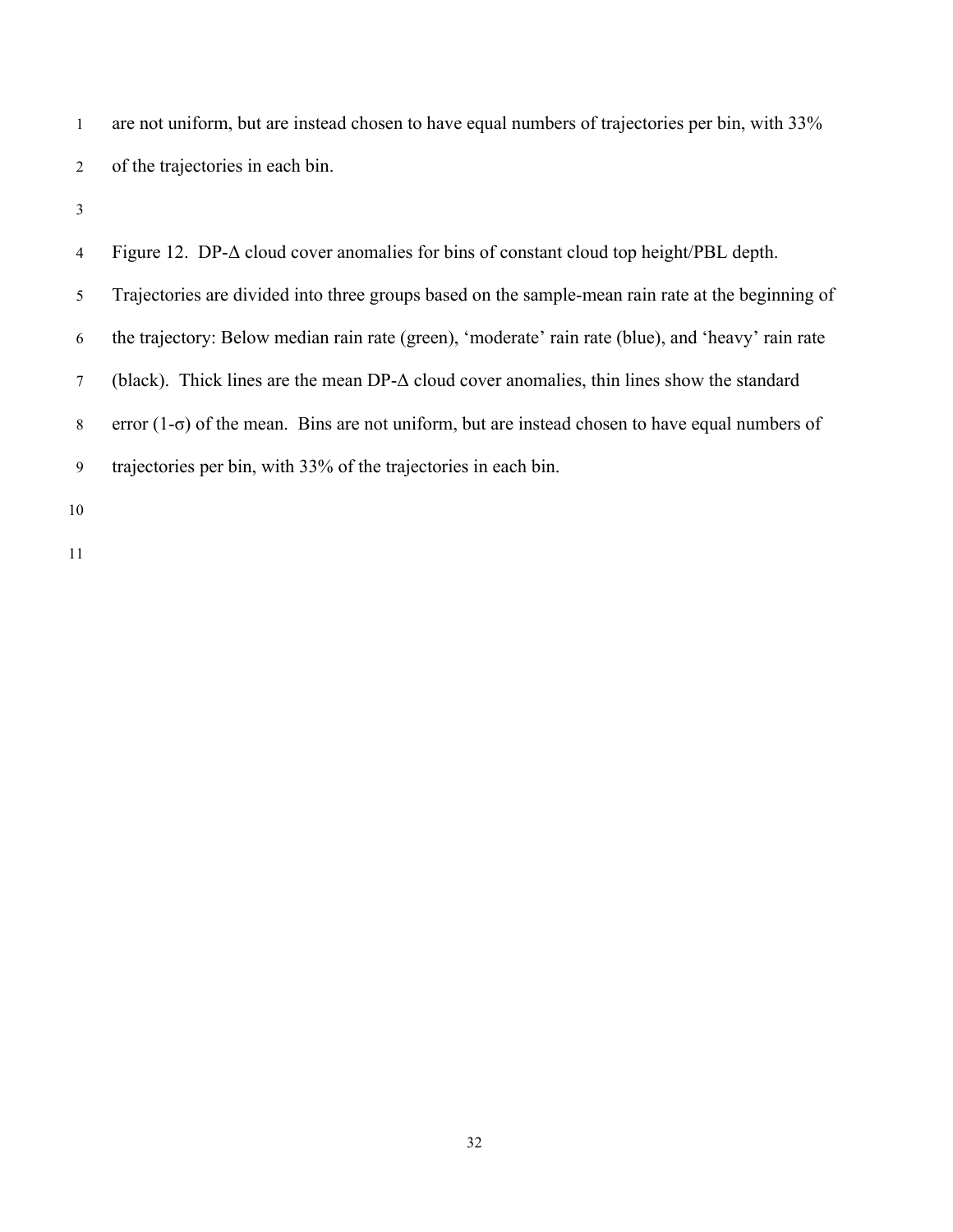are not uniform, but are instead chosen to have equal numbers of trajectories per bin, with 33% of the trajectories in each bin.

Figure 12. DP-Δ cloud cover anomalies for bins of constant cloud top height/PBL depth. Trajectories are divided into three groups based on the sample-mean rain rate at the beginning of the trajectory: Below median rain rate (green), 'moderate' rain rate (blue), and 'heavy' rain rate (black). Thick lines are the mean DP-Δ cloud cover anomalies, thin lines show the standard error (1-σ) of the mean. Bins are not uniform, but are instead chosen to have equal numbers of trajectories per bin, with 33% of the trajectories in each bin.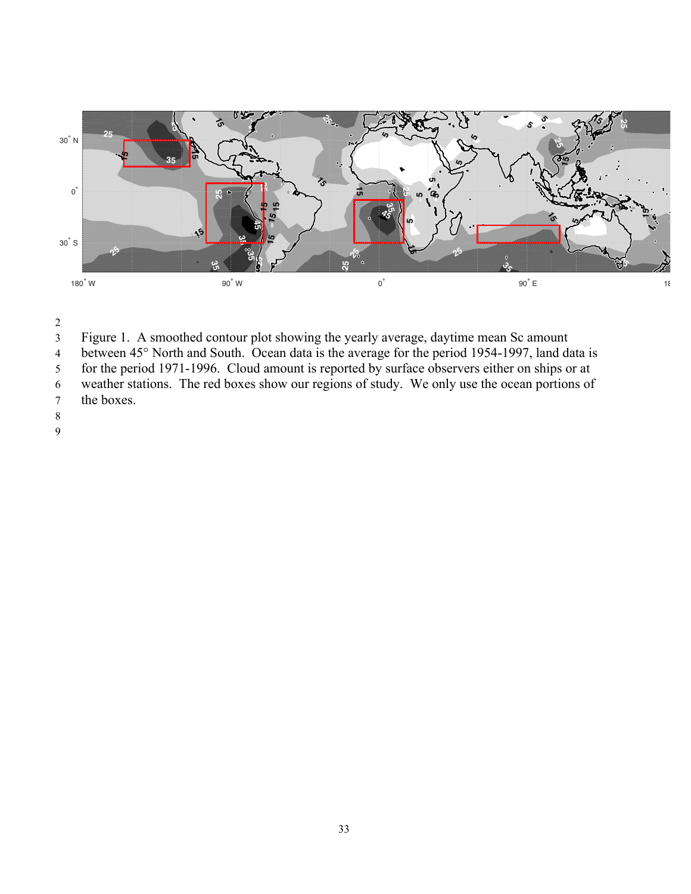Figure 1. A smoothed contour plot showing the yearly average, daytime mean Sc amount between 45° North and South. Ocean data is the average for the period 1954-1997, land data is for the period 1971-1996. Cloud amount is reported by surface observers either on ships or at weather stations. The red boxes show our regions of study. We only use the ocean portions of the boxes.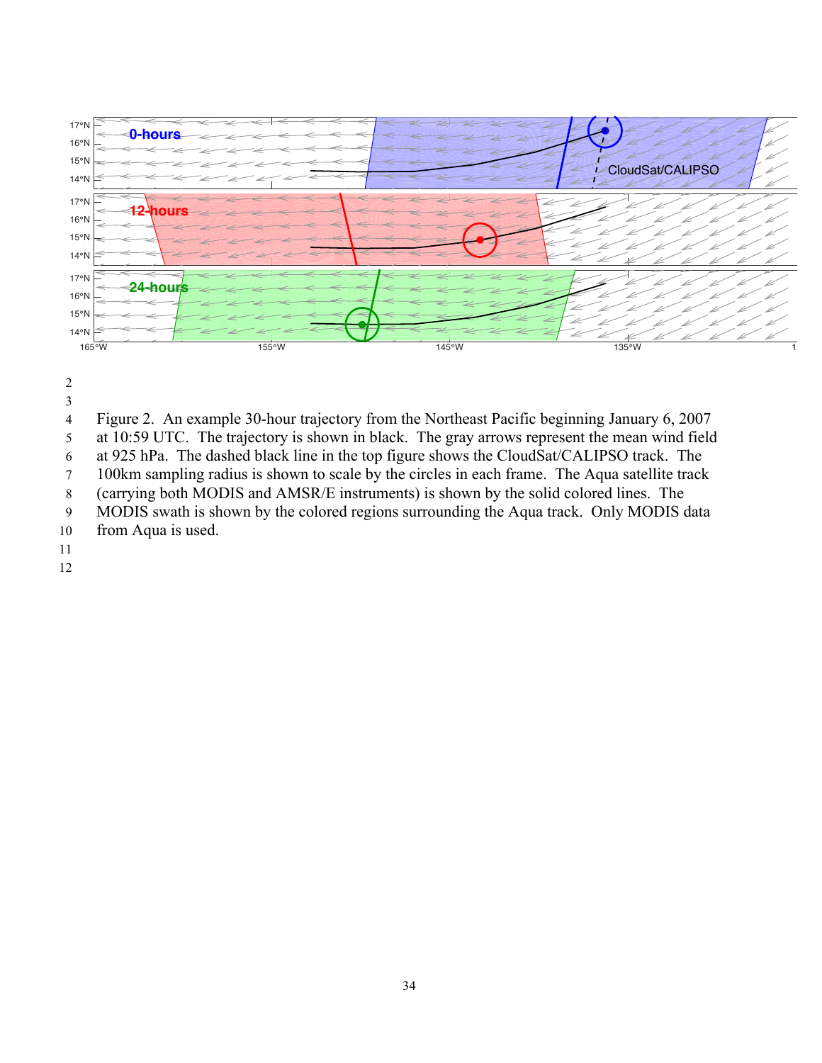Figure 2. An example 30-hour trajectory from the Northeast Pacific beginning January 6, 2007 at 10:59 UTC. The trajectory is shown in black. The gray arrows represent the mean wind field at 925 hPa. The dashed black line in the top figure shows the CloudSat/CALIPSO track. The 100km sampling radius is shown to scale by the circles in each frame. The Aqua satellite track (carrying both MODIS and AMSR/E instruments) is shown by the solid colored lines. The MODIS swath is shown by the colored regions surrounding the Aqua track. Only MODIS data from Aqua is used.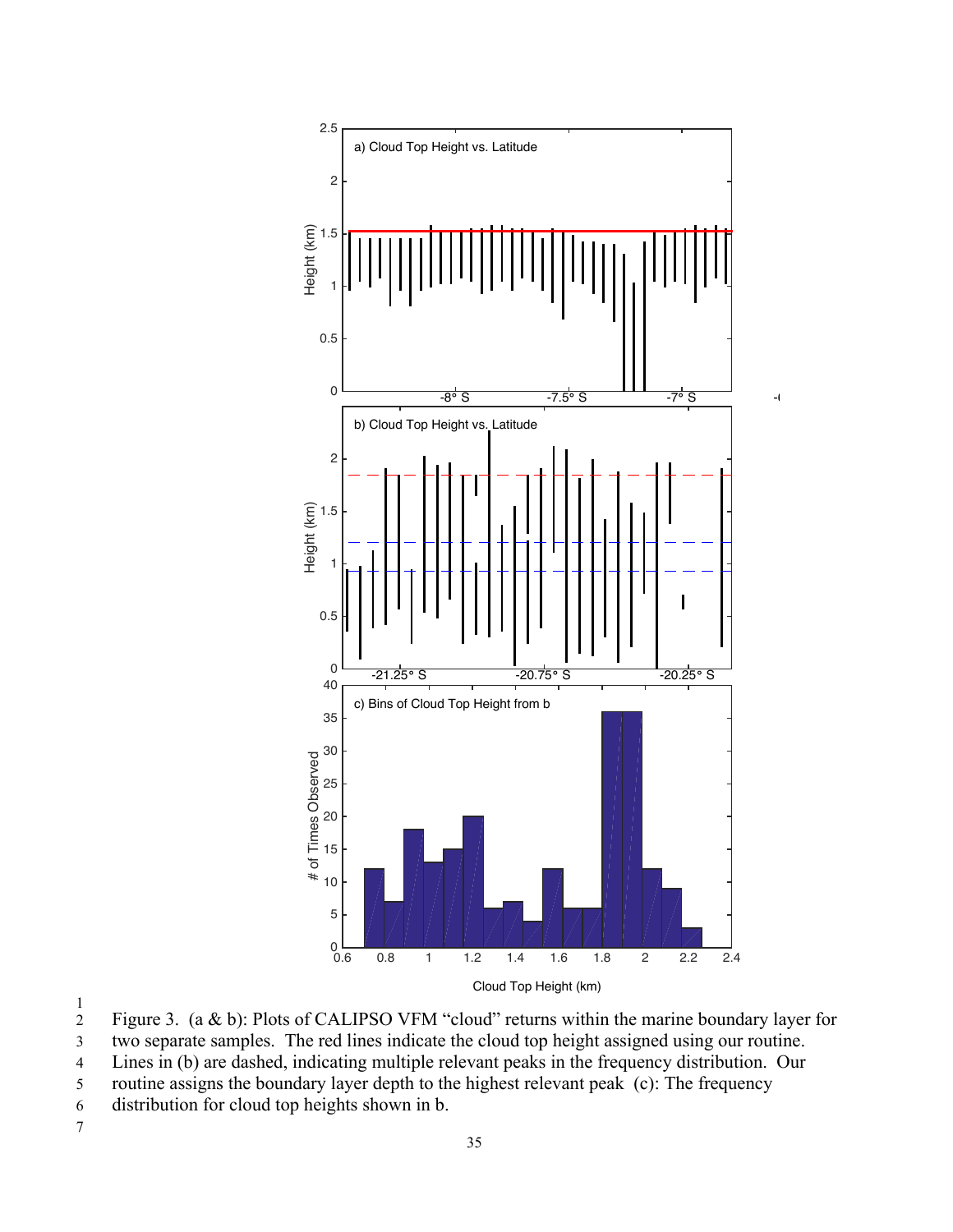Figure 3. (a & b): Plots of CALIPSO VFM "cloud" returns within the marine boundary layer for two separate samples. The red lines indicate the cloud top height assigned using our routine. Lines in (b) are dashed, indicating multiple relevant peaks in the frequency distribution. Our routine assigns the boundary layer depth to the highest relevant peak (c): The frequency distribution for cloud top heights shown in b.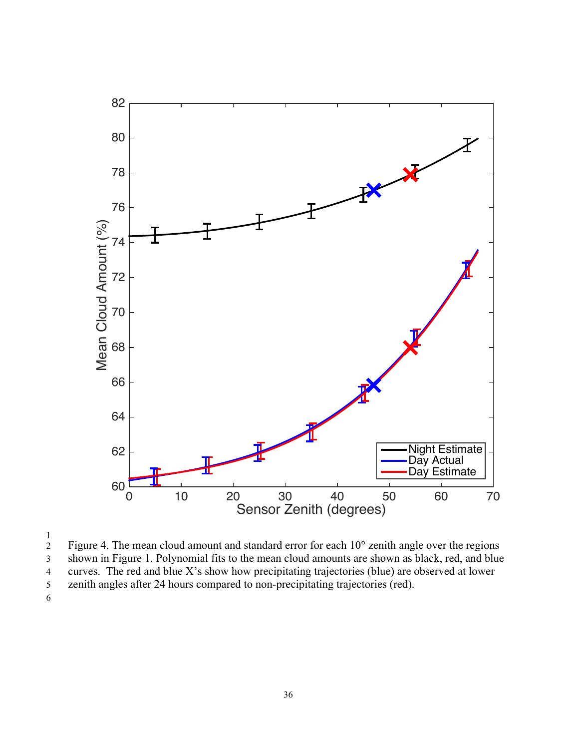Figure 4. The mean cloud amount and standard error for each 10° zenith angle over the regions shown in Figure 1. Polynomial fits to the mean cloud amounts are shown as black, red, and blue curves. The red and blue X's show how precipitating trajectories (blue) are observed at lower zenith angles after 24 hours compared to non-precipitating trajectories (red).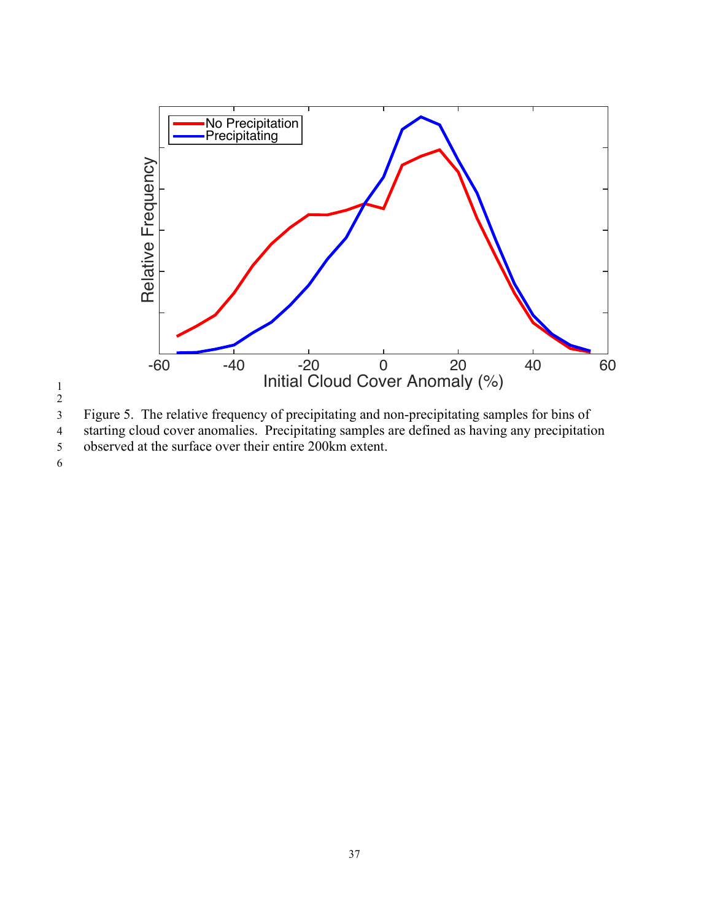Figure 5. The relative frequency of precipitating and non-precipitating samples for bins of starting cloud cover anomalies. Precipitating samples are defined as having any precipitation observed at the surface over their entire 200km extent.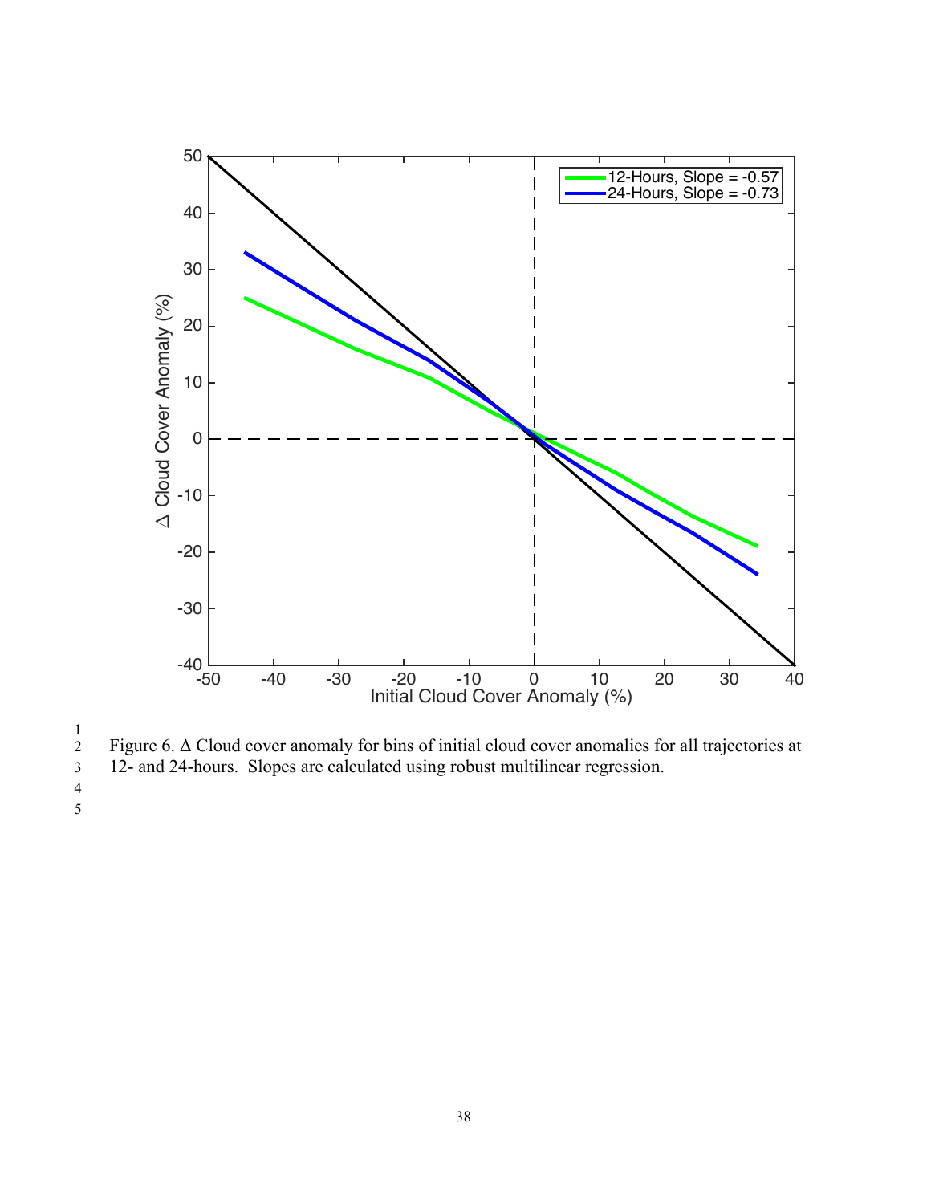Figure 6. Δ Cloud cover anomaly for bins of initial cloud cover anomalies for all trajectories at 12- and 24-hours. Slopes are calculated using robust multilinear regression.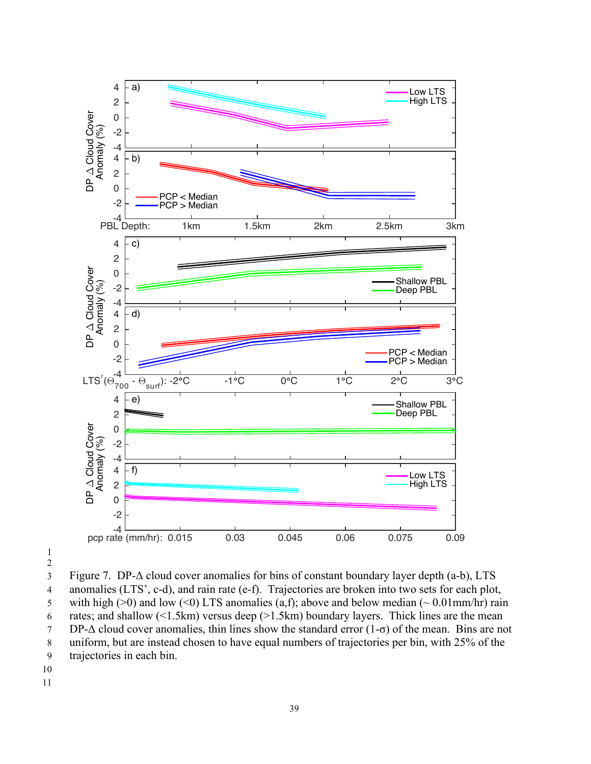Figure 7. DP-Δ cloud cover anomalies for bins of constant boundary layer depth (a-b), LTS anomalies (LTS', c-d), and rain rate (e-f). Trajectories are broken into two sets for each plot, with high (>0) and low (<0) LTS anomalies (a,f); above and below median (~ 0.01mm/hr) rain rates; and shallow (<1.5km) versus deep (>1.5km) boundary layers. Thick lines are the mean DP-Δ cloud cover anomalies, thin lines show the standard error (1-σ) of the mean. Bins are not uniform, but are instead chosen to have equal numbers of trajectories per bin, with 25% of the trajectories in each bin.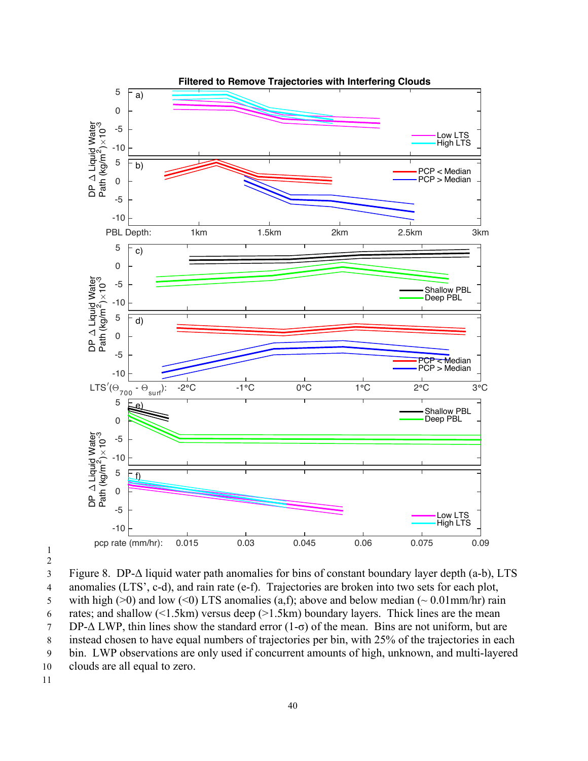Figure 8. DP-Δ liquid water path anomalies for bins of constant boundary layer depth (a-b), LTS anomalies (LTS', c-d), and rain rate (e-f). Trajectories are broken into two sets for each plot, with high (>0) and low (<0) LTS anomalies (a,f); above and below median (~ 0.01mm/hr) rain rates; and shallow (<1.5km) versus deep (>1.5km) boundary layers. Thick lines are the mean DP-Δ LWP, thin lines show the standard error (1-σ) of the mean. Bins are not uniform, but are instead chosen to have equal numbers of trajectories per bin, with 25% of the trajectories in each bin. LWP observations are only used if concurrent amounts of high, unknown, and multi-layered clouds are all equal to zero.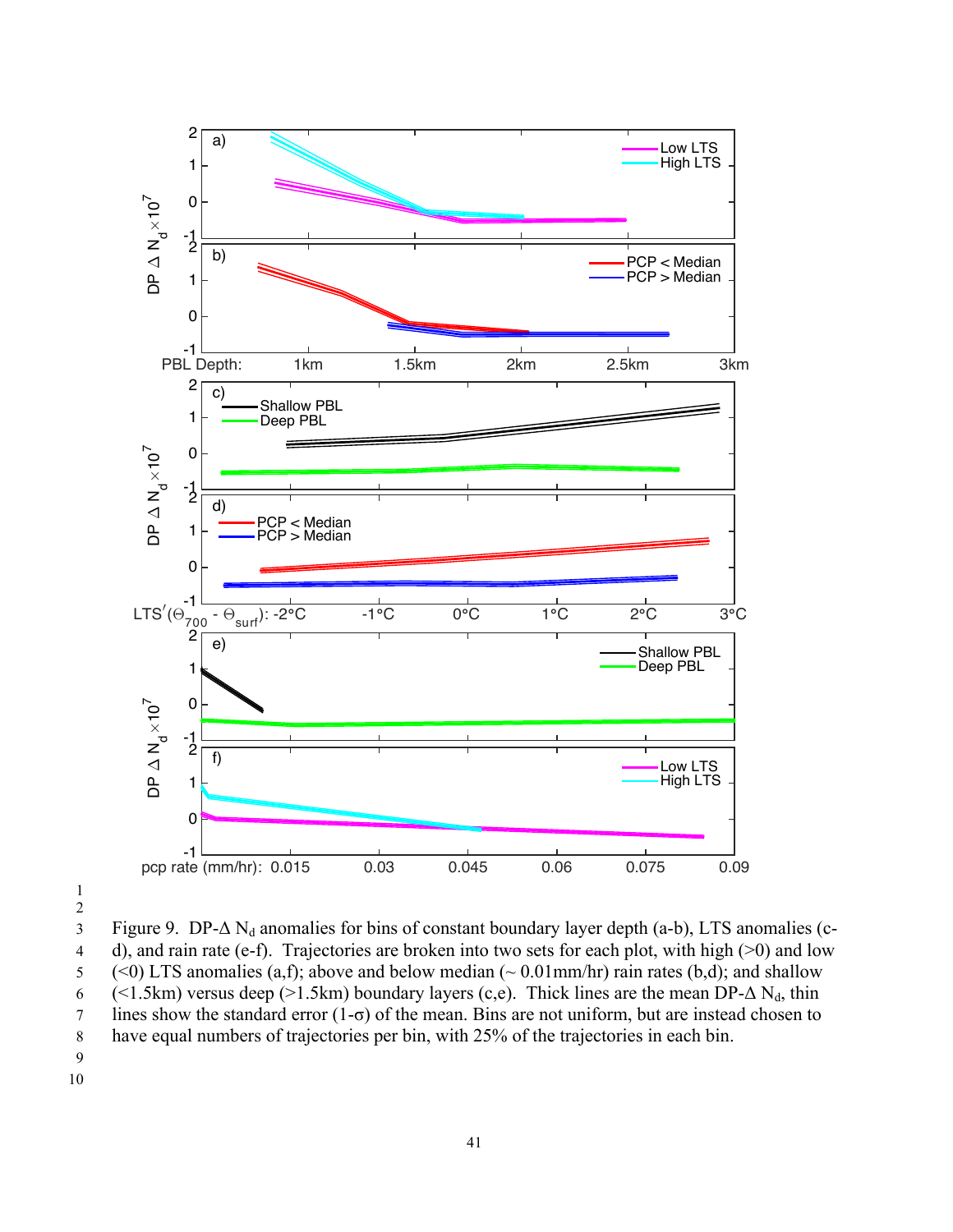Figure 9. DP-Δ $N_d$ anomalies for bins of constant boundary layer depth (a-b), LTS anomalies (c-d), and rain rate (e-f). Trajectories are broken into two sets for each plot, with high (>0) and low (<0) LTS anomalies (a,f); above and below median (~ 0.01mm/hr) rain rates (b,d); and shallow (<1.5km) versus deep (>1.5km) boundary layers (c,e). Thick lines are the mean DP-Δ $N_d$, thin lines show the standard error (1-σ) of the mean. Bins are not uniform, but are instead chosen to have equal numbers of trajectories per bin, with 25% of the trajectories in each bin.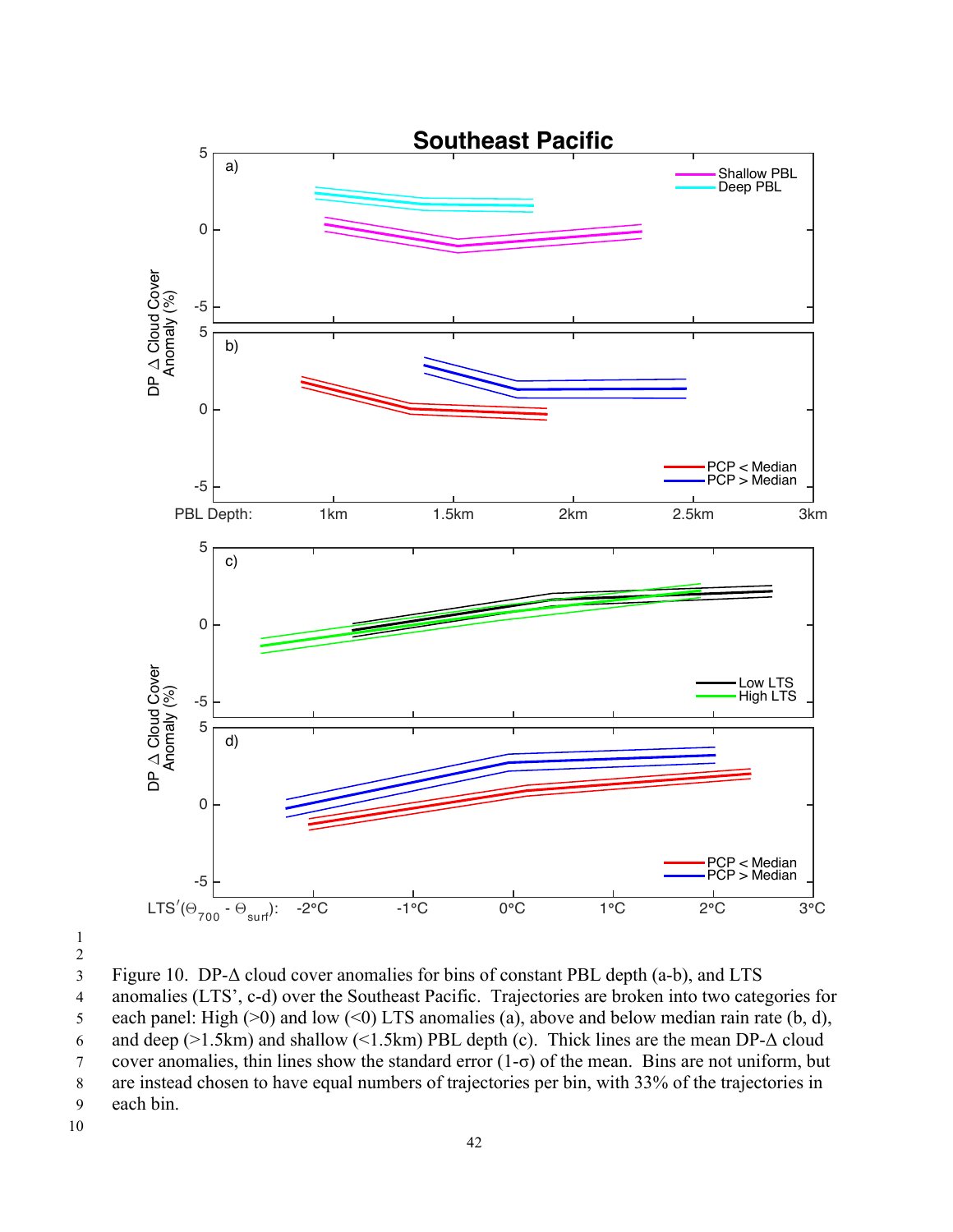Figure 10. DP-Δ cloud cover anomalies for bins of constant PBL depth (a-b), and LTS anomalies (LTS', c-d) over the Southeast Pacific. Trajectories are broken into two categories for each panel: High (>0) and low (<0) LTS anomalies (a), above and below median rain rate (b, d), and deep (>1.5km) and shallow (<1.5km) PBL depth (c). Thick lines are the mean DP-Δ cloud cover anomalies, thin lines show the standard error (1-σ) of the mean. Bins are not uniform, but are instead chosen to have equal numbers of trajectories per bin, with 33% of the trajectories in each bin.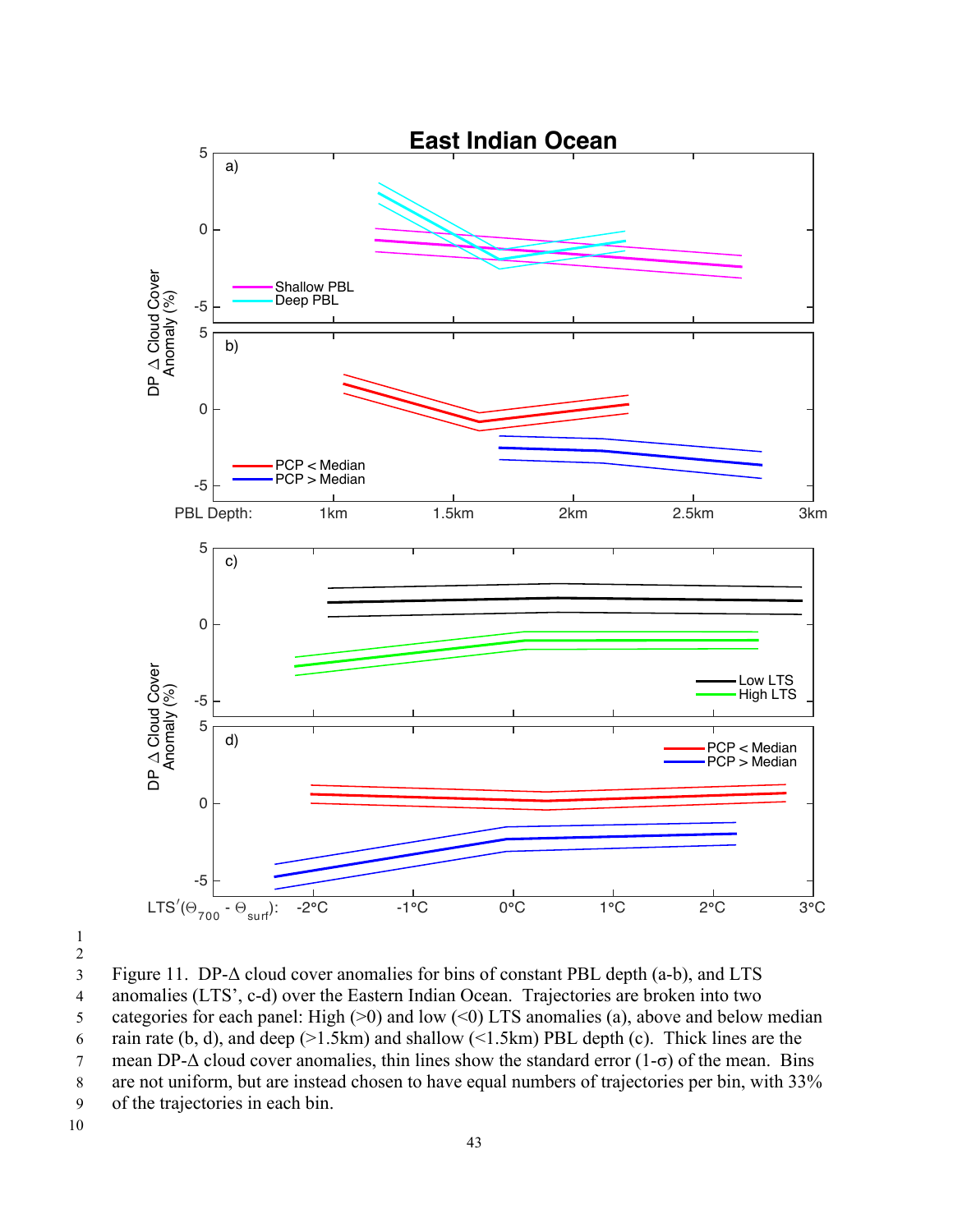Figure 11. DP-Δ cloud cover anomalies for bins of constant PBL depth (a-b), and LTS anomalies (LTS', c-d) over the Eastern Indian Ocean. Trajectories are broken into two categories for each panel: High (>0) and low (<0) LTS anomalies (a), above and below median rain rate (b, d), and deep (>1.5km) and shallow (<1.5km) PBL depth (c). Thick lines are the mean DP-Δ cloud cover anomalies, thin lines show the standard error (1-σ) of the mean. Bins are not uniform, but are instead chosen to have equal numbers of trajectories per bin, with 33% of the trajectories in each bin.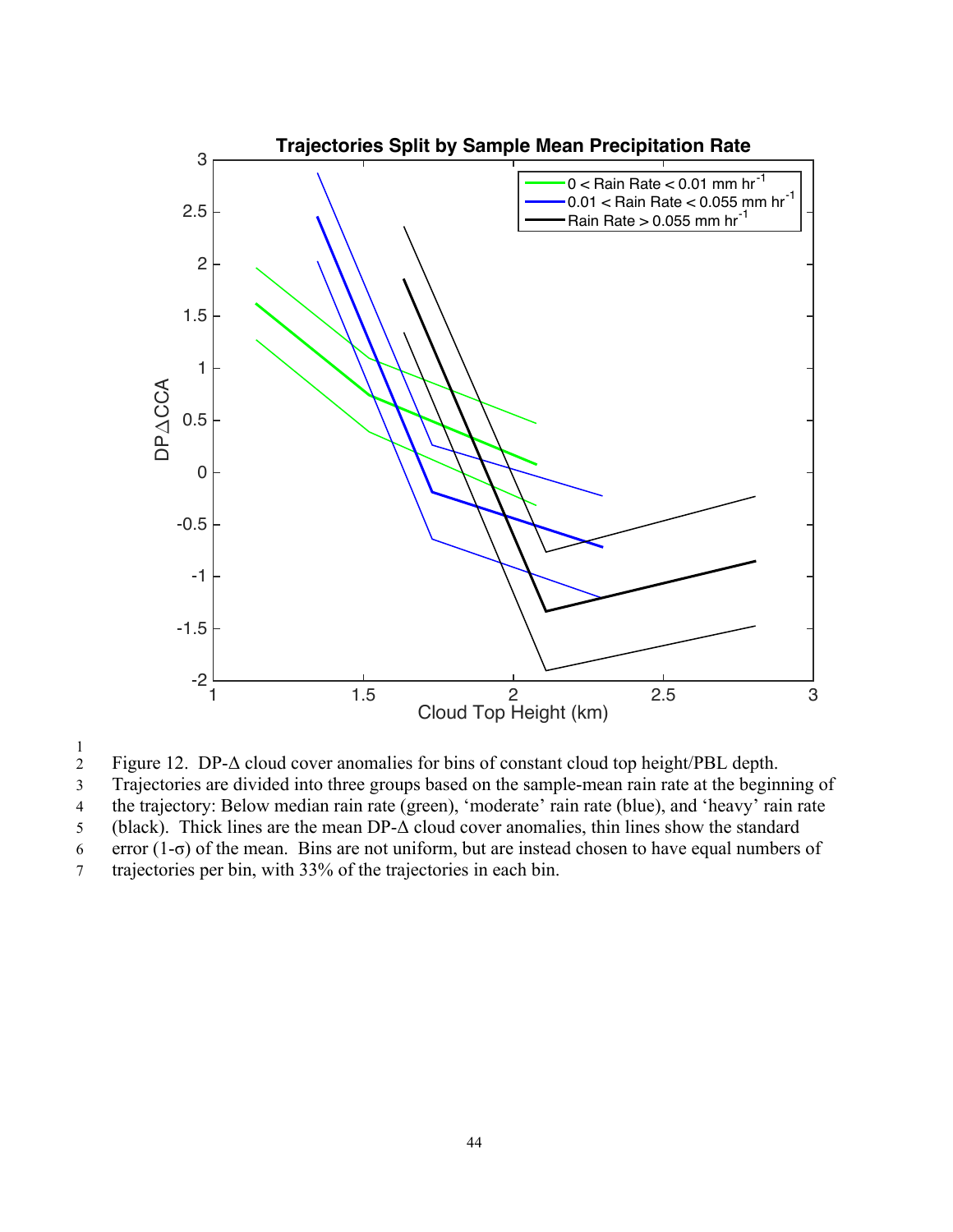Trajectories Split by Sample Mean Precipitation Rate

0 < Rain Rate < 0.01 mm hr$^{-1}$
0.01 < Rain Rate < 0.055 mm hr$^{-1}$
Rain Rate > 0.055 mm hr$^{-1}$

DP$\Delta$CCA

3
2.5
2
1.5
1
0.5
0
-0.5
-1
-1.5
-2

1
1.5
2
2.5
3

Cloud Top Height (km)

Figure 12. DP-$\Delta$ cloud cover anomalies for bins of constant cloud top height/PBL depth. Trajectories are divided into three groups based on the sample-mean rain rate at the beginning of the trajectory: Below median rain rate (green), 'moderate' rain rate (blue), and 'heavy' rain rate (black). Thick lines are the mean DP-$\Delta$ cloud cover anomalies, thin lines show the standard error (1-$\sigma$) of the mean. Bins are not uniform, but are instead chosen to have equal numbers of trajectories per bin, with 33% of the trajectories in each bin.